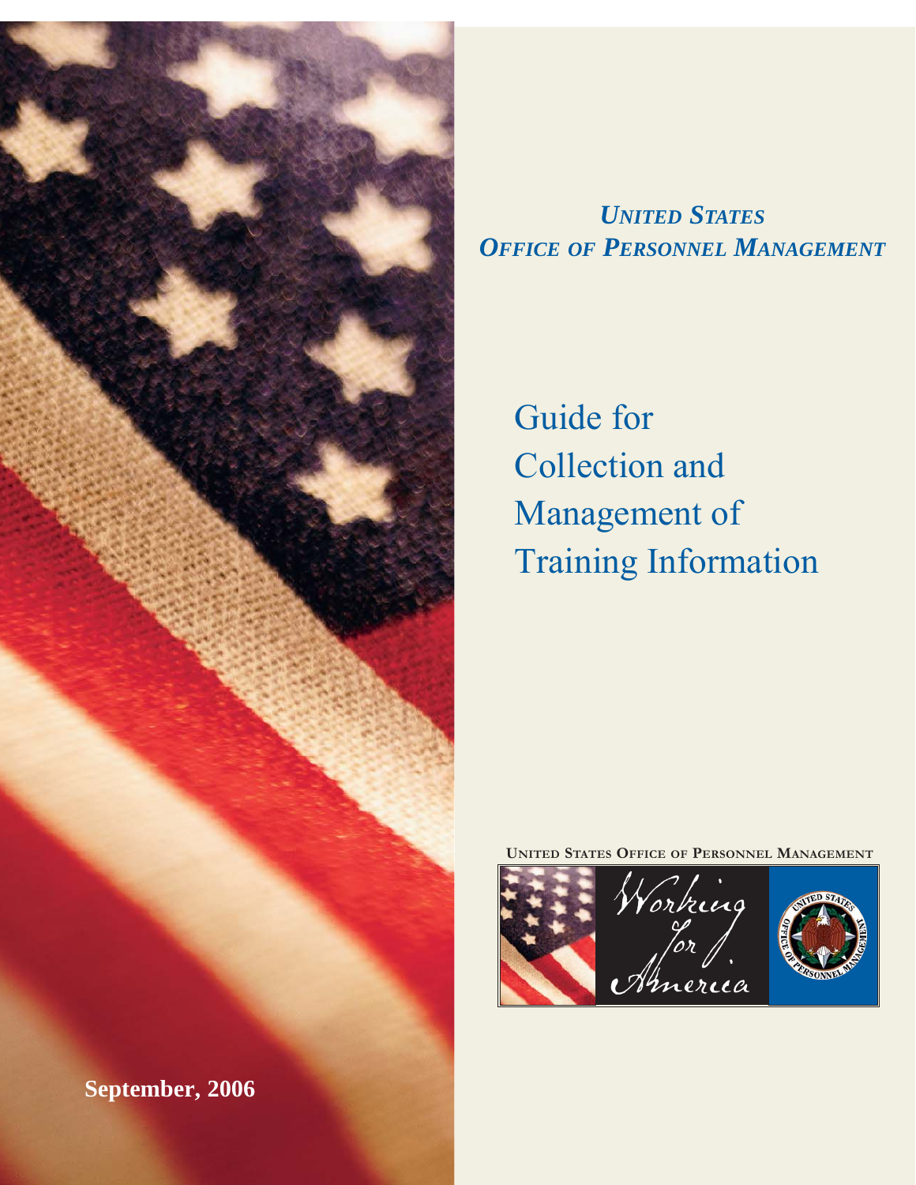*UNITED STATES*
*OFFICE OF PERSONNEL MANAGEMENT*

# Guide for Collection and Management of Training Information

UNITED STATES OFFICE OF PERSONNEL MANAGEMENT

Working for America

**September, 2006**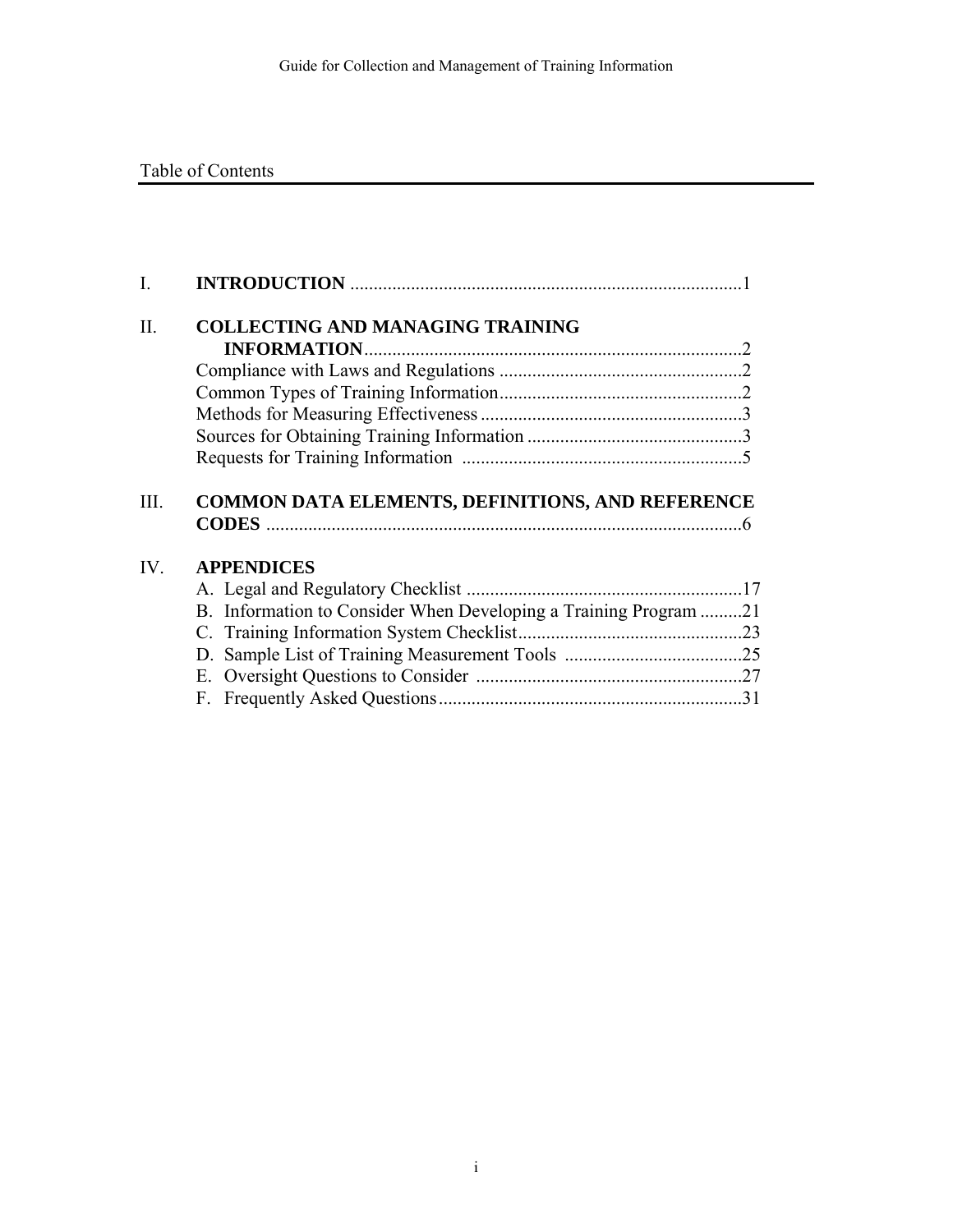## Table of Contents

| | | |
|---|---|---|
| I. | **INTRODUCTION** | 1 |
| II. | **COLLECTING AND MANAGING TRAINING INFORMATION** | 2 |
| | Compliance with Laws and Regulations | 2 |
| | Common Types of Training Information | 2 |
| | Methods for Measuring Effectiveness | 3 |
| | Sources for Obtaining Training Information | 3 |
| | Requests for Training Information | 5 |
| III. | **COMMON DATA ELEMENTS, DEFINITIONS, AND REFERENCE CODES** | 6 |
| IV. | **APPENDICES** | |
| | A. Legal and Regulatory Checklist | 17 |
| | B. Information to Consider When Developing a Training Program | 21 |
| | C. Training Information System Checklist | 23 |
| | D. Sample List of Training Measurement Tools | 25 |
| | E. Oversight Questions to Consider | 27 |
| | F. Frequently Asked Questions | 31 |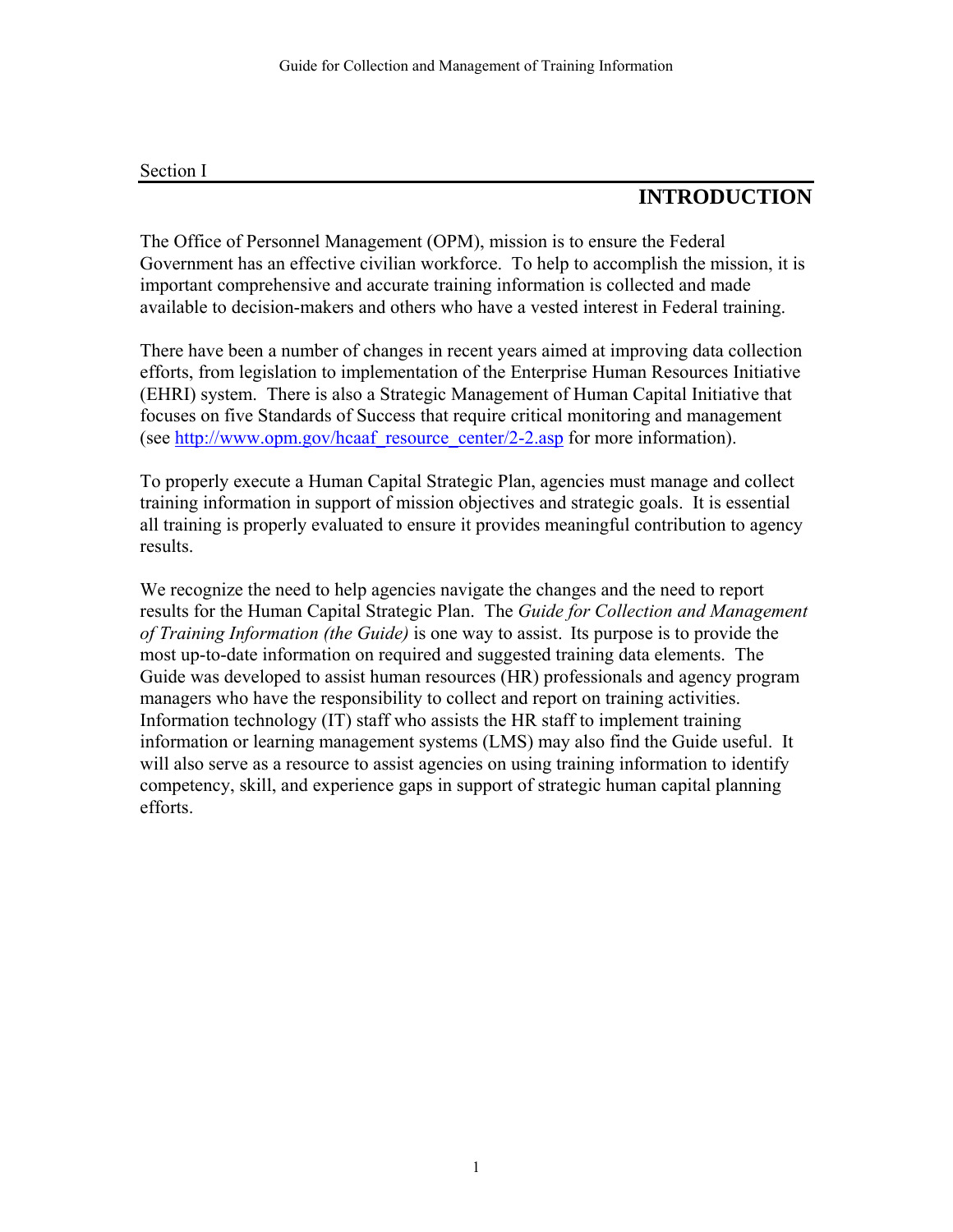Section I

# INTRODUCTION

The Office of Personnel Management (OPM), mission is to ensure the Federal Government has an effective civilian workforce. To help to accomplish the mission, it is important comprehensive and accurate training information is collected and made available to decision-makers and others who have a vested interest in Federal training.

There have been a number of changes in recent years aimed at improving data collection efforts, from legislation to implementation of the Enterprise Human Resources Initiative (EHRI) system. There is also a Strategic Management of Human Capital Initiative that focuses on five Standards of Success that require critical monitoring and management (see http://www.opm.gov/hcaaf_resource_center/2-2.asp for more information).

To properly execute a Human Capital Strategic Plan, agencies must manage and collect training information in support of mission objectives and strategic goals. It is essential all training is properly evaluated to ensure it provides meaningful contribution to agency results.

We recognize the need to help agencies navigate the changes and the need to report results for the Human Capital Strategic Plan. The *Guide for Collection and Management of Training Information (the Guide)* is one way to assist. Its purpose is to provide the most up-to-date information on required and suggested training data elements. The Guide was developed to assist human resources (HR) professionals and agency program managers who have the responsibility to collect and report on training activities. Information technology (IT) staff who assists the HR staff to implement training information or learning management systems (LMS) may also find the Guide useful. It will also serve as a resource to assist agencies on using training information to identify competency, skill, and experience gaps in support of strategic human capital planning efforts.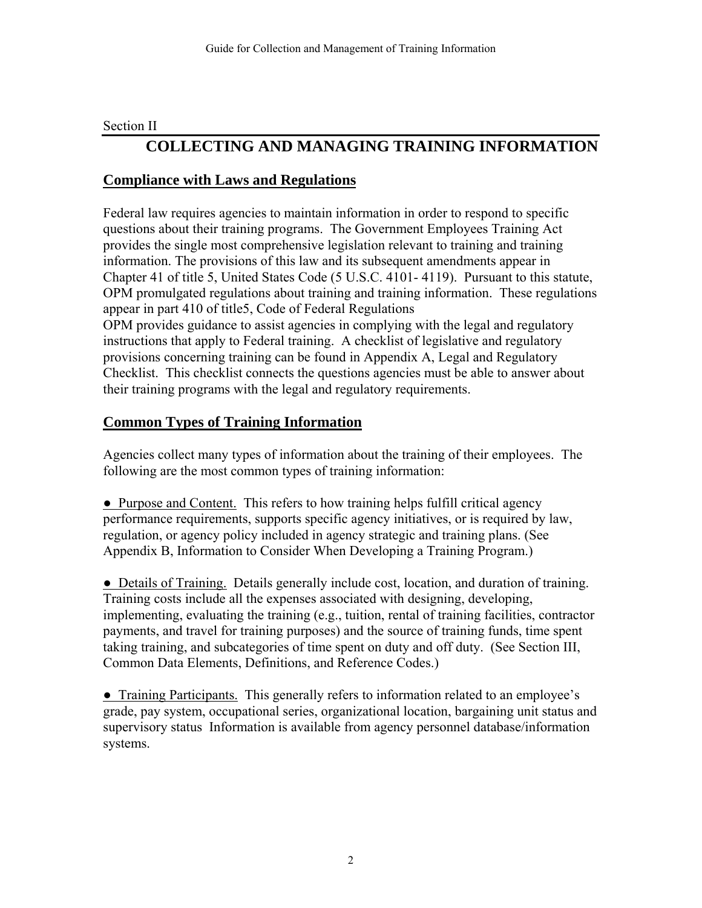Section II

# COLLECTING AND MANAGING TRAINING INFORMATION

## Compliance with Laws and Regulations

Federal law requires agencies to maintain information in order to respond to specific questions about their training programs. The Government Employees Training Act provides the single most comprehensive legislation relevant to training and training information. The provisions of this law and its subsequent amendments appear in Chapter 41 of title 5, United States Code (5 U.S.C. 4101- 4119). Pursuant to this statute, OPM promulgated regulations about training and training information. These regulations appear in part 410 of title5, Code of Federal Regulations
OPM provides guidance to assist agencies in complying with the legal and regulatory instructions that apply to Federal training. A checklist of legislative and regulatory provisions concerning training can be found in Appendix A, Legal and Regulatory Checklist. This checklist connects the questions agencies must be able to answer about their training programs with the legal and regulatory requirements.

## Common Types of Training Information

Agencies collect many types of information about the training of their employees. The following are the most common types of training information:

- Purpose and Content. This refers to how training helps fulfill critical agency performance requirements, supports specific agency initiatives, or is required by law, regulation, or agency policy included in agency strategic and training plans. (See Appendix B, Information to Consider When Developing a Training Program.)

- Details of Training. Details generally include cost, location, and duration of training. Training costs include all the expenses associated with designing, developing, implementing, evaluating the training (e.g., tuition, rental of training facilities, contractor payments, and travel for training purposes) and the source of training funds, time spent taking training, and subcategories of time spent on duty and off duty. (See Section III, Common Data Elements, Definitions, and Reference Codes.)

- Training Participants. This generally refers to information related to an employee's grade, pay system, occupational series, organizational location, bargaining unit status and supervisory status Information is available from agency personnel database/information systems.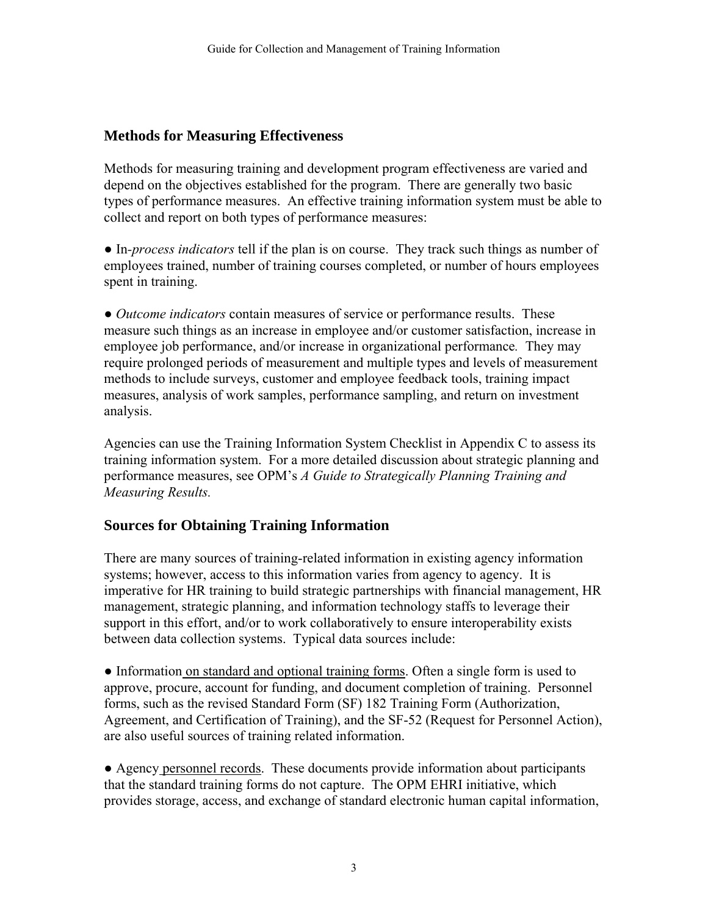## Methods for Measuring Effectiveness

Methods for measuring training and development program effectiveness are varied and depend on the objectives established for the program. There are generally two basic types of performance measures. An effective training information system must be able to collect and report on both types of performance measures:

● In-*process indicators* tell if the plan is on course. They track such things as number of employees trained, number of training courses completed, or number of hours employees spent in training.

● *Outcome indicators* contain measures of service or performance results. These measure such things as an increase in employee and/or customer satisfaction, increase in employee job performance, and/or increase in organizational performance*.* They may require prolonged periods of measurement and multiple types and levels of measurement methods to include surveys, customer and employee feedback tools, training impact measures, analysis of work samples, performance sampling, and return on investment analysis.

Agencies can use the Training Information System Checklist in Appendix C to assess its training information system. For a more detailed discussion about strategic planning and performance measures, see OPM's *A Guide to Strategically Planning Training and Measuring Results.*

## Sources for Obtaining Training Information

There are many sources of training-related information in existing agency information systems; however, access to this information varies from agency to agency. It is imperative for HR training to build strategic partnerships with financial management, HR management, strategic planning, and information technology staffs to leverage their support in this effort, and/or to work collaboratively to ensure interoperability exists between data collection systems. Typical data sources include:

● Information on standard and optional training forms. Often a single form is used to approve, procure, account for funding, and document completion of training. Personnel forms, such as the revised Standard Form (SF) 182 Training Form (Authorization, Agreement, and Certification of Training), and the SF-52 (Request for Personnel Action), are also useful sources of training related information.

● Agency personnel records. These documents provide information about participants that the standard training forms do not capture. The OPM EHRI initiative, which provides storage, access, and exchange of standard electronic human capital information,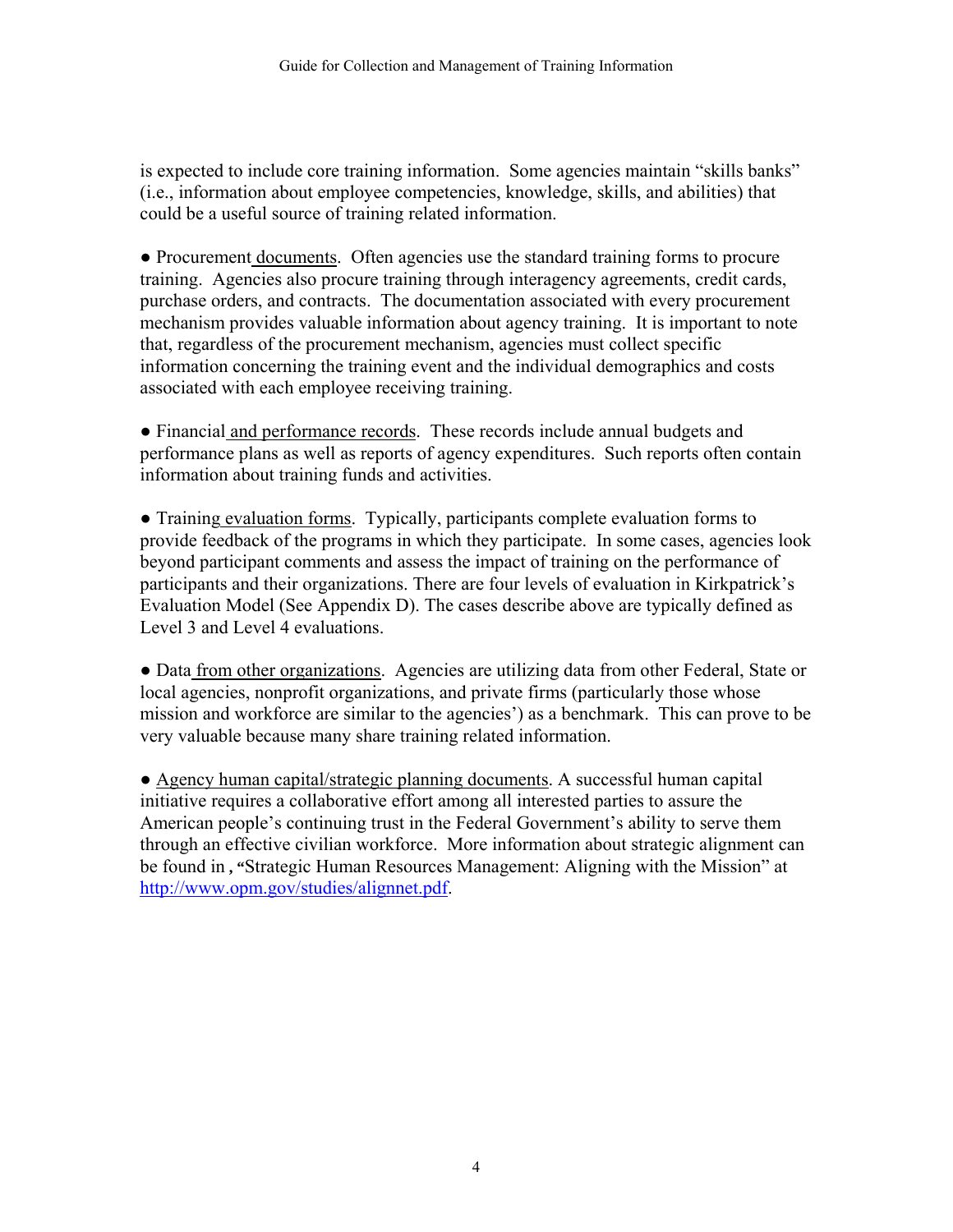is expected to include core training information. Some agencies maintain "skills banks" (i.e., information about employee competencies, knowledge, skills, and abilities) that could be a useful source of training related information.

- Procurement documents. Often agencies use the standard training forms to procure training. Agencies also procure training through interagency agreements, credit cards, purchase orders, and contracts. The documentation associated with every procurement mechanism provides valuable information about agency training. It is important to note that, regardless of the procurement mechanism, agencies must collect specific information concerning the training event and the individual demographics and costs associated with each employee receiving training.

- Financial and performance records. These records include annual budgets and performance plans as well as reports of agency expenditures. Such reports often contain information about training funds and activities.

- Training evaluation forms. Typically, participants complete evaluation forms to provide feedback of the programs in which they participate. In some cases, agencies look beyond participant comments and assess the impact of training on the performance of participants and their organizations. There are four levels of evaluation in Kirkpatrick's Evaluation Model (See Appendix D). The cases describe above are typically defined as Level 3 and Level 4 evaluations.

- Data from other organizations. Agencies are utilizing data from other Federal, State or local agencies, nonprofit organizations, and private firms (particularly those whose mission and workforce are similar to the agencies') as a benchmark. This can prove to be very valuable because many share training related information.

- Agency human capital/strategic planning documents. A successful human capital initiative requires a collaborative effort among all interested parties to assure the American people's continuing trust in the Federal Government's ability to serve them through an effective civilian workforce. More information about strategic alignment can be found in , "Strategic Human Resources Management: Aligning with the Mission" at http://www.opm.gov/studies/alignnet.pdf.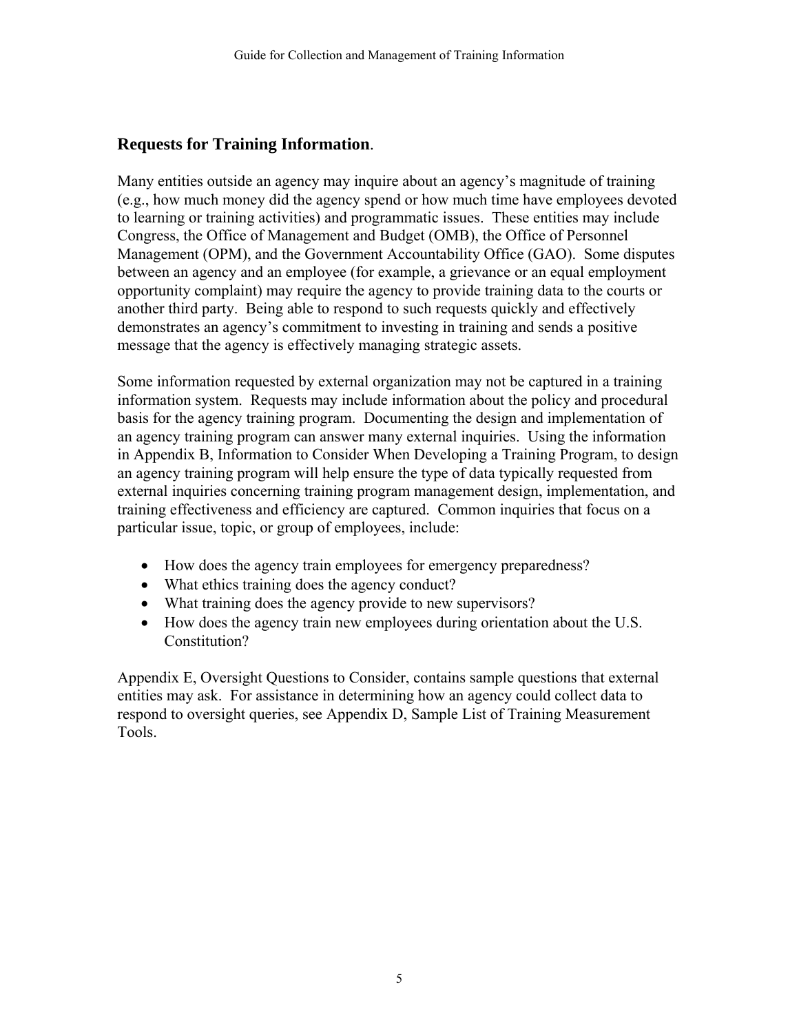## **Requests for Training Information**.

Many entities outside an agency may inquire about an agency's magnitude of training (e.g., how much money did the agency spend or how much time have employees devoted to learning or training activities) and programmatic issues. These entities may include Congress, the Office of Management and Budget (OMB), the Office of Personnel Management (OPM), and the Government Accountability Office (GAO). Some disputes between an agency and an employee (for example, a grievance or an equal employment opportunity complaint) may require the agency to provide training data to the courts or another third party. Being able to respond to such requests quickly and effectively demonstrates an agency's commitment to investing in training and sends a positive message that the agency is effectively managing strategic assets.

Some information requested by external organization may not be captured in a training information system. Requests may include information about the policy and procedural basis for the agency training program. Documenting the design and implementation of an agency training program can answer many external inquiries. Using the information in Appendix B, Information to Consider When Developing a Training Program, to design an agency training program will help ensure the type of data typically requested from external inquiries concerning training program management design, implementation, and training effectiveness and efficiency are captured. Common inquiries that focus on a particular issue, topic, or group of employees, include:

- How does the agency train employees for emergency preparedness?
- What ethics training does the agency conduct?
- What training does the agency provide to new supervisors?
- How does the agency train new employees during orientation about the U.S. Constitution?

Appendix E, Oversight Questions to Consider, contains sample questions that external entities may ask. For assistance in determining how an agency could collect data to respond to oversight queries, see Appendix D, Sample List of Training Measurement Tools.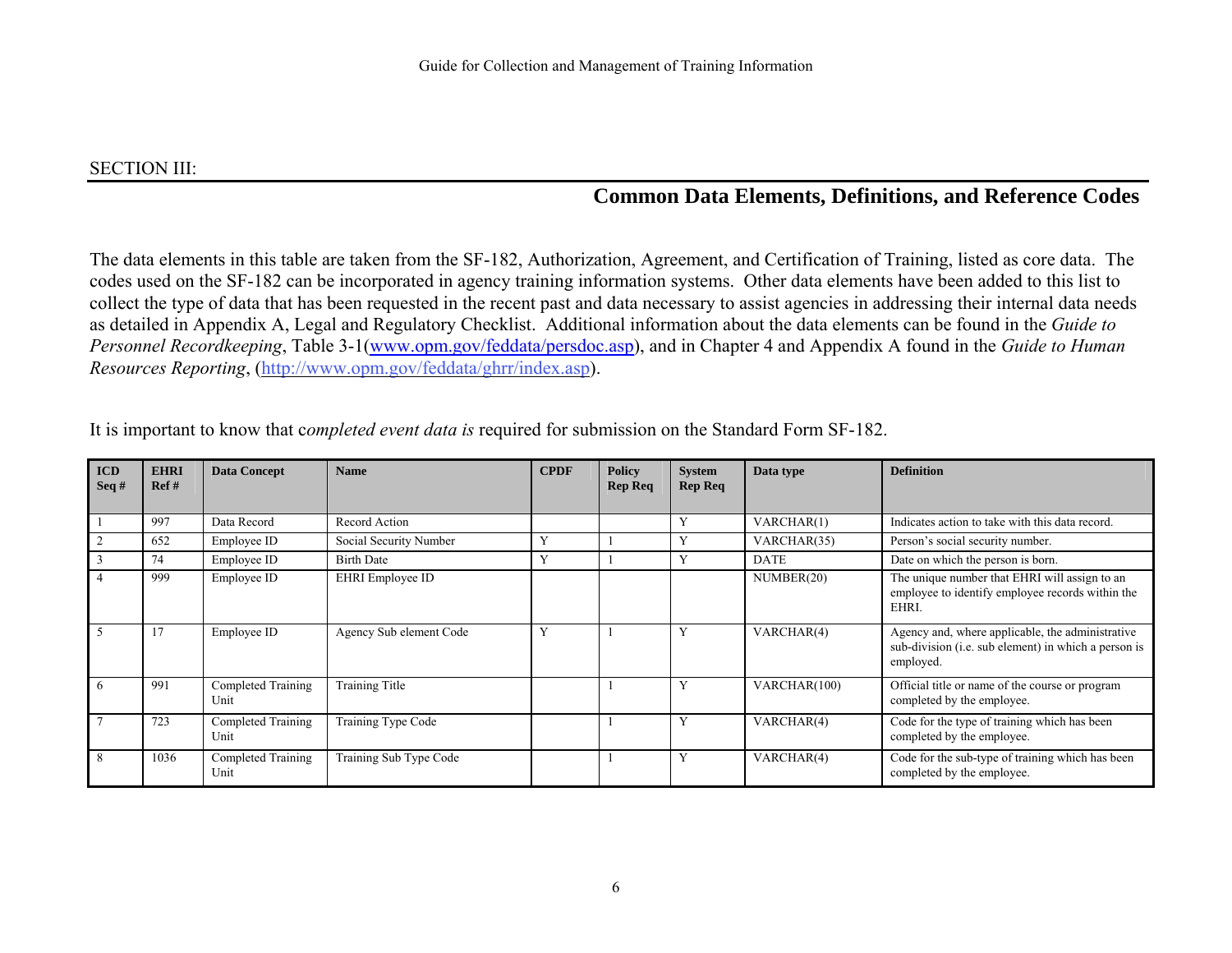SECTION III:

## Common Data Elements, Definitions, and Reference Codes

The data elements in this table are taken from the SF-182, Authorization, Agreement, and Certification of Training, listed as core data. The codes used on the SF-182 can be incorporated in agency training information systems. Other data elements have been added to this list to collect the type of data that has been requested in the recent past and data necessary to assist agencies in addressing their internal data needs as detailed in Appendix A, Legal and Regulatory Checklist. Additional information about the data elements can be found in the *Guide to Personnel Recordkeeping*, Table 3-1(www.opm.gov/feddata/persdoc.asp), and in Chapter 4 and Appendix A found in the *Guide to Human Resources Reporting*, (http://www.opm.gov/feddata/ghrr/index.asp).

It is important to know that c*ompleted event data is* required for submission on the Standard Form SF-182.

| ICD Seq # | EHRI Ref # | Data Concept | Name | CPDF | Policy Rep Req | System Rep Req | Data type | Definition |
|---|---|---|---|---|---|---|---|---|
| 1 | 997 | Data Record | Record Action | | | Y | VARCHAR(1) | Indicates action to take with this data record. |
| 2 | 652 | Employee ID | Social Security Number | Y | 1 | Y | VARCHAR(35) | Person's social security number. |
| 3 | 74 | Employee ID | Birth Date | Y | 1 | Y | DATE | Date on which the person is born. |
| 4 | 999 | Employee ID | EHRI Employee ID | | | | NUMBER(20) | The unique number that EHRI will assign to an employee to identify employee records within the EHRI. |
| 5 | 17 | Employee ID | Agency Sub element Code | Y | 1 | Y | VARCHAR(4) | Agency and, where applicable, the administrative sub-division (i.e. sub element) in which a person is employed. |
| 6 | 991 | Completed Training Unit | Training Title | | 1 | Y | VARCHAR(100) | Official title or name of the course or program completed by the employee. |
| 7 | 723 | Completed Training Unit | Training Type Code | | 1 | Y | VARCHAR(4) | Code for the type of training which has been completed by the employee. |
| 8 | 1036 | Completed Training Unit | Training Sub Type Code | | 1 | Y | VARCHAR(4) | Code for the sub-type of training which has been completed by the employee. |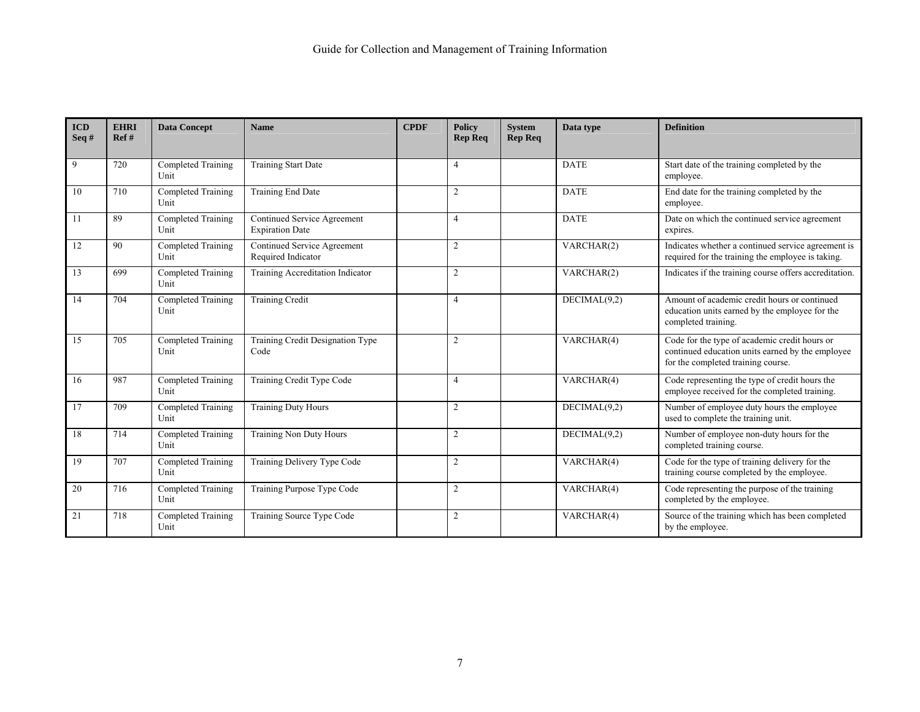| ICD Seq # | EHRI Ref # | Data Concept | Name | CPDF | Policy Rep Req | System Rep Req | Data type | Definition |
|---|---|---|---|---|---|---|---|---|
| 9 | 720 | Completed Training Unit | Training Start Date | | 4 | | DATE | Start date of the training completed by the employee. |
| 10 | 710 | Completed Training Unit | Training End Date | | 2 | | DATE | End date for the training completed by the employee. |
| 11 | 89 | Completed Training Unit | Continued Service Agreement Expiration Date | | 4 | | DATE | Date on which the continued service agreement expires. |
| 12 | 90 | Completed Training Unit | Continued Service Agreement Required Indicator | | 2 | | VARCHAR(2) | Indicates whether a continued service agreement is required for the training the employee is taking. |
| 13 | 699 | Completed Training Unit | Training Accreditation Indicator | | 2 | | VARCHAR(2) | Indicates if the training course offers accreditation. |
| 14 | 704 | Completed Training Unit | Training Credit | | 4 | | DECIMAL(9,2) | Amount of academic credit hours or continued education units earned by the employee for the completed training. |
| 15 | 705 | Completed Training Unit | Training Credit Designation Type Code | | 2 | | VARCHAR(4) | Code for the type of academic credit hours or continued education units earned by the employee for the completed training course. |
| 16 | 987 | Completed Training Unit | Training Credit Type Code | | 4 | | VARCHAR(4) | Code representing the type of credit hours the employee received for the completed training. |
| 17 | 709 | Completed Training Unit | Training Duty Hours | | 2 | | DECIMAL(9,2) | Number of employee duty hours the employee used to complete the training unit. |
| 18 | 714 | Completed Training Unit | Training Non Duty Hours | | 2 | | DECIMAL(9,2) | Number of employee non-duty hours for the completed training course. |
| 19 | 707 | Completed Training Unit | Training Delivery Type Code | | 2 | | VARCHAR(4) | Code for the type of training delivery for the training course completed by the employee. |
| 20 | 716 | Completed Training Unit | Training Purpose Type Code | | 2 | | VARCHAR(4) | Code representing the purpose of the training completed by the employee. |
| 21 | 718 | Completed Training Unit | Training Source Type Code | | 2 | | VARCHAR(4) | Source of the training which has been completed by the employee. |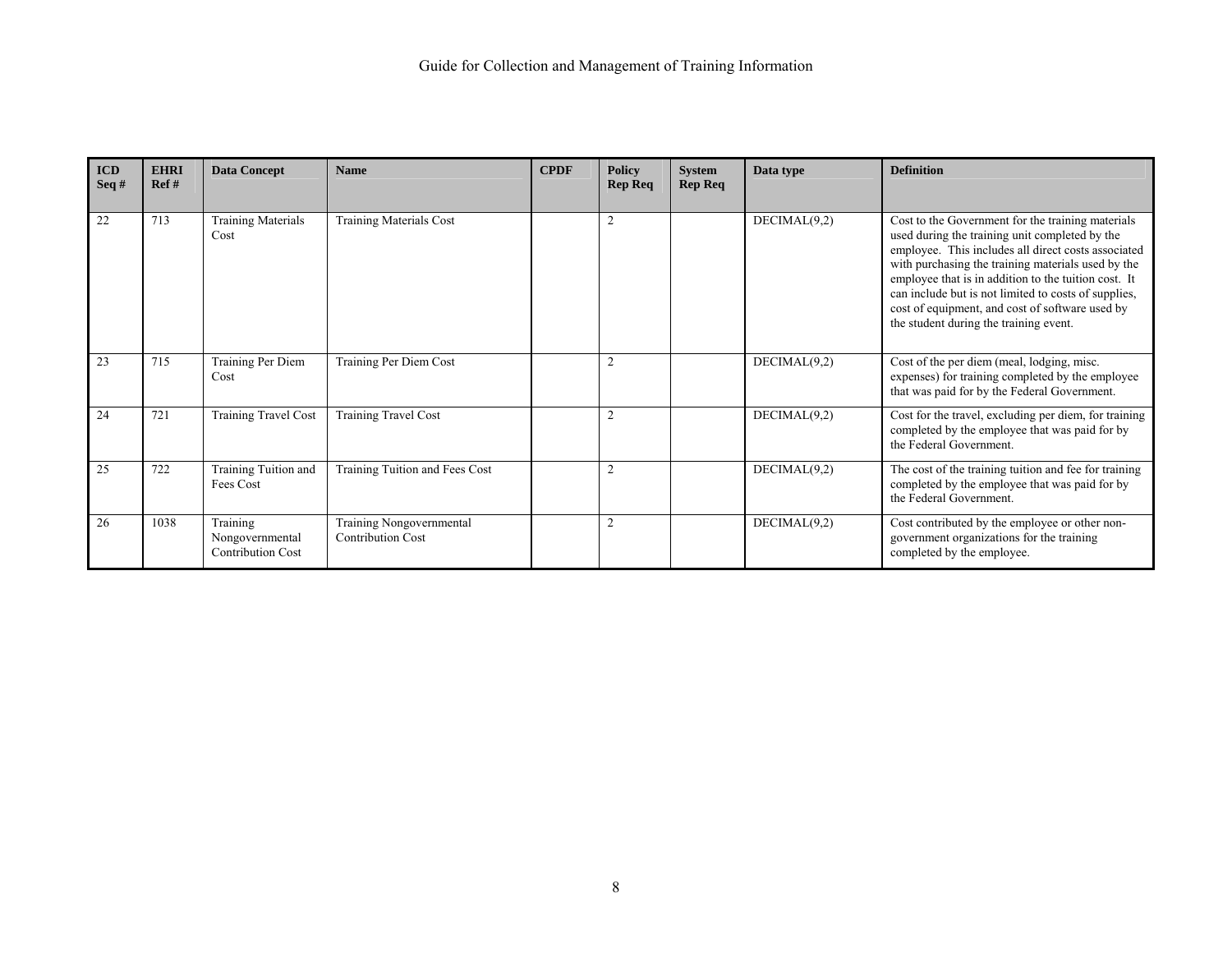| ICD Seq # | EHRI Ref # | Data Concept | Name | CPDF | Policy Rep Req | System Rep Req | Data type | Definition |
|---|---|---|---|---|---|---|---|---|
| 22 | 713 | Training Materials Cost | Training Materials Cost | | 2 | | DECIMAL(9,2) | Cost to the Government for the training materials used during the training unit completed by the employee. This includes all direct costs associated with purchasing the training materials used by the employee that is in addition to the tuition cost. It can include but is not limited to costs of supplies, cost of equipment, and cost of software used by the student during the training event. |
| 23 | 715 | Training Per Diem Cost | Training Per Diem Cost | | 2 | | DECIMAL(9,2) | Cost of the per diem (meal, lodging, misc. expenses) for training completed by the employee that was paid for by the Federal Government. |
| 24 | 721 | Training Travel Cost | Training Travel Cost | | 2 | | DECIMAL(9,2) | Cost for the travel, excluding per diem, for training completed by the employee that was paid for by the Federal Government. |
| 25 | 722 | Training Tuition and Fees Cost | Training Tuition and Fees Cost | | 2 | | DECIMAL(9,2) | The cost of the training tuition and fee for training completed by the employee that was paid for by the Federal Government. |
| 26 | 1038 | Training Nongovernmental Contribution Cost | Training Nongovernmental Contribution Cost | | 2 | | DECIMAL(9,2) | Cost contributed by the employee or other non-government organizations for the training completed by the employee. |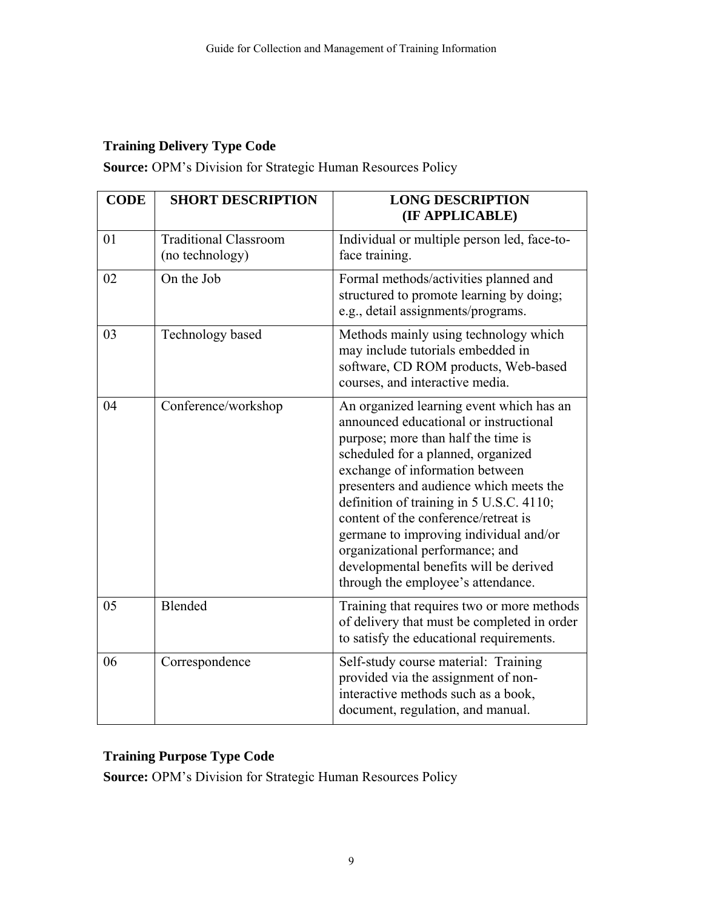### Training Delivery Type Code

**Source:** OPM's Division for Strategic Human Resources Policy

| CODE | SHORT DESCRIPTION | LONG DESCRIPTION (IF APPLICABLE) |
|---|---|---|
| 01 | Traditional Classroom (no technology) | Individual or multiple person led, face-to-face training. |
| 02 | On the Job | Formal methods/activities planned and structured to promote learning by doing; e.g., detail assignments/programs. |
| 03 | Technology based | Methods mainly using technology which may include tutorials embedded in software, CD ROM products, Web-based courses, and interactive media. |
| 04 | Conference/workshop | An organized learning event which has an announced educational or instructional purpose; more than half the time is scheduled for a planned, organized exchange of information between presenters and audience which meets the definition of training in 5 U.S.C. 4110; content of the conference/retreat is germane to improving individual and/or organizational performance; and developmental benefits will be derived through the employee's attendance. |
| 05 | Blended | Training that requires two or more methods of delivery that must be completed in order to satisfy the educational requirements. |
| 06 | Correspondence | Self-study course material: Training provided via the assignment of non-interactive methods such as a book, document, regulation, and manual. |

### Training Purpose Type Code

**Source:** OPM's Division for Strategic Human Resources Policy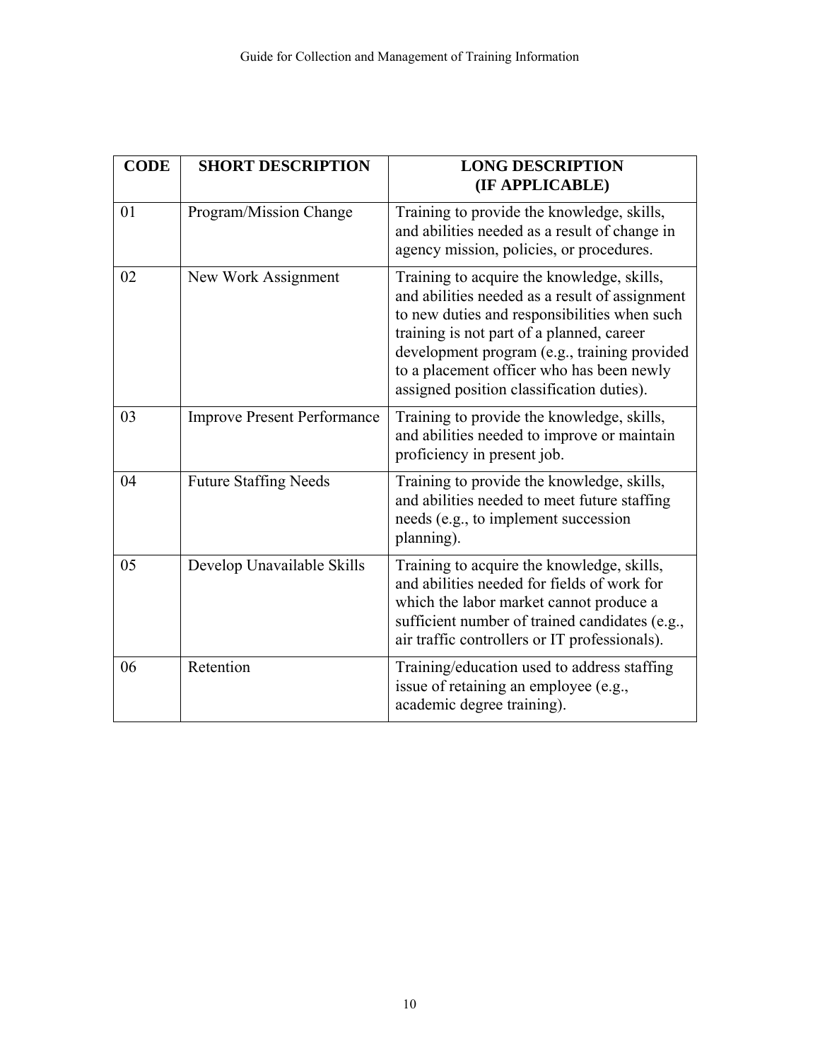| CODE | SHORT DESCRIPTION | LONG DESCRIPTION (IF APPLICABLE) |
|---|---|---|
| 01 | Program/Mission Change | Training to provide the knowledge, skills, and abilities needed as a result of change in agency mission, policies, or procedures. |
| 02 | New Work Assignment | Training to acquire the knowledge, skills, and abilities needed as a result of assignment to new duties and responsibilities when such training is not part of a planned, career development program (e.g., training provided to a placement officer who has been newly assigned position classification duties). |
| 03 | Improve Present Performance | Training to provide the knowledge, skills, and abilities needed to improve or maintain proficiency in present job. |
| 04 | Future Staffing Needs | Training to provide the knowledge, skills, and abilities needed to meet future staffing needs (e.g., to implement succession planning). |
| 05 | Develop Unavailable Skills | Training to acquire the knowledge, skills, and abilities needed for fields of work for which the labor market cannot produce a sufficient number of trained candidates (e.g., air traffic controllers or IT professionals). |
| 06 | Retention | Training/education used to address staffing issue of retaining an employee (e.g., academic degree training). |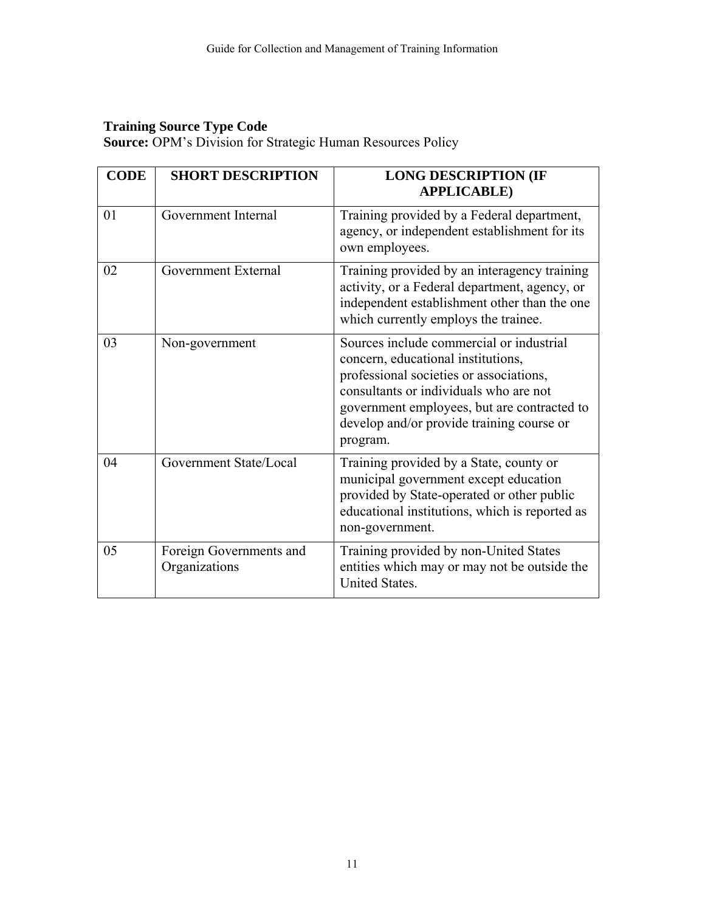**Training Source Type Code**
**Source:** OPM's Division for Strategic Human Resources Policy

| CODE | SHORT DESCRIPTION | LONG DESCRIPTION (IF APPLICABLE) |
|---|---|---|
| 01 | Government Internal | Training provided by a Federal department, agency, or independent establishment for its own employees. |
| 02 | Government External | Training provided by an interagency training activity, or a Federal department, agency, or independent establishment other than the one which currently employs the trainee. |
| 03 | Non-government | Sources include commercial or industrial concern, educational institutions, professional societies or associations, consultants or individuals who are not government employees, but are contracted to develop and/or provide training course or program. |
| 04 | Government State/Local | Training provided by a State, county or municipal government except education provided by State-operated or other public educational institutions, which is reported as non-government. |
| 05 | Foreign Governments and Organizations | Training provided by non-United States entities which may or may not be outside the United States. |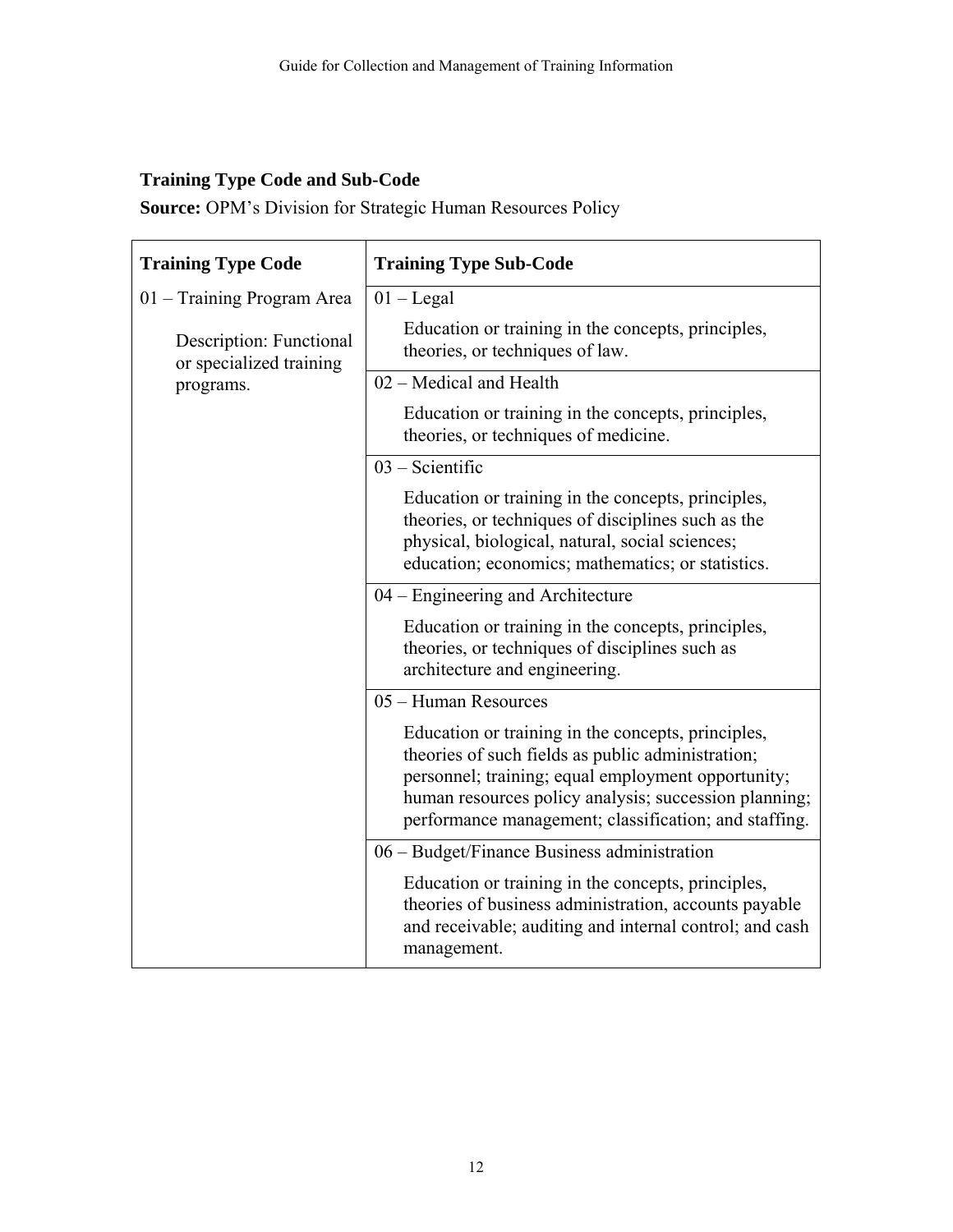**Training Type Code and Sub-Code**

**Source:** OPM's Division for Strategic Human Resources Policy

| Training Type Code | Training Type Sub-Code |
|---|---|
| 01 – Training Program Area<br><br>Description: Functional or specialized training programs. | 01 – Legal<br><br>Education or training in the concepts, principles, theories, or techniques of law. |
| | 02 – Medical and Health<br><br>Education or training in the concepts, principles, theories, or techniques of medicine. |
| | 03 – Scientific<br><br>Education or training in the concepts, principles, theories, or techniques of disciplines such as the physical, biological, natural, social sciences; education; economics; mathematics; or statistics. |
| | 04 – Engineering and Architecture<br><br>Education or training in the concepts, principles, theories, or techniques of disciplines such as architecture and engineering. |
| | 05 – Human Resources<br><br>Education or training in the concepts, principles, theories of such fields as public administration; personnel; training; equal employment opportunity; human resources policy analysis; succession planning; performance management; classification; and staffing. |
| | 06 – Budget/Finance Business administration<br><br>Education or training in the concepts, principles, theories of business administration, accounts payable and receivable; auditing and internal control; and cash management. |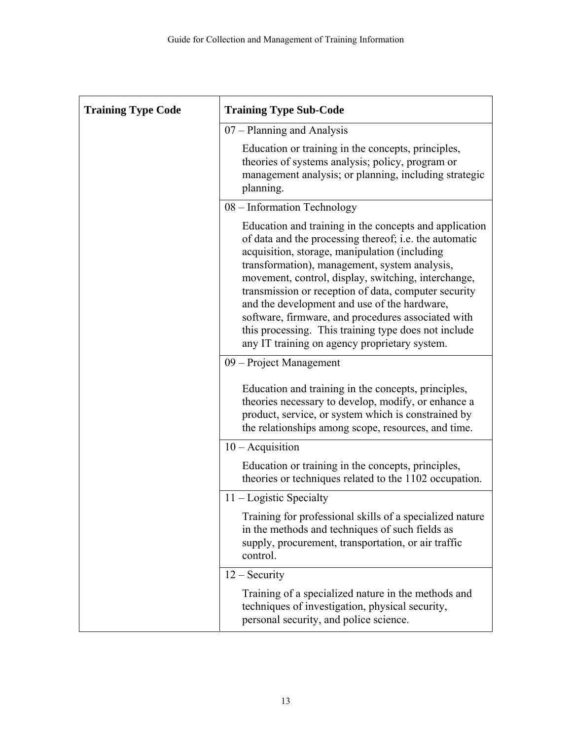| Training Type Code | Training Type Sub-Code |
| --- | --- |
| | 07 – Planning and Analysis<br><br>Education or training in the concepts, principles, theories of systems analysis; policy, program or management analysis; or planning, including strategic planning. |
| | 08 – Information Technology<br><br>Education and training in the concepts and application of data and the processing thereof; i.e. the automatic acquisition, storage, manipulation (including transformation), management, system analysis, movement, control, display, switching, interchange, transmission or reception of data, computer security and the development and use of the hardware, software, firmware, and procedures associated with this processing. This training type does not include any IT training on agency proprietary system. |
| | 09 – Project Management<br><br>Education and training in the concepts, principles, theories necessary to develop, modify, or enhance a product, service, or system which is constrained by the relationships among scope, resources, and time. |
| | 10 – Acquisition<br><br>Education or training in the concepts, principles, theories or techniques related to the 1102 occupation. |
| | 11 – Logistic Specialty<br><br>Training for professional skills of a specialized nature in the methods and techniques of such fields as supply, procurement, transportation, or air traffic control. |
| | 12 – Security<br><br>Training of a specialized nature in the methods and techniques of investigation, physical security, personal security, and police science. |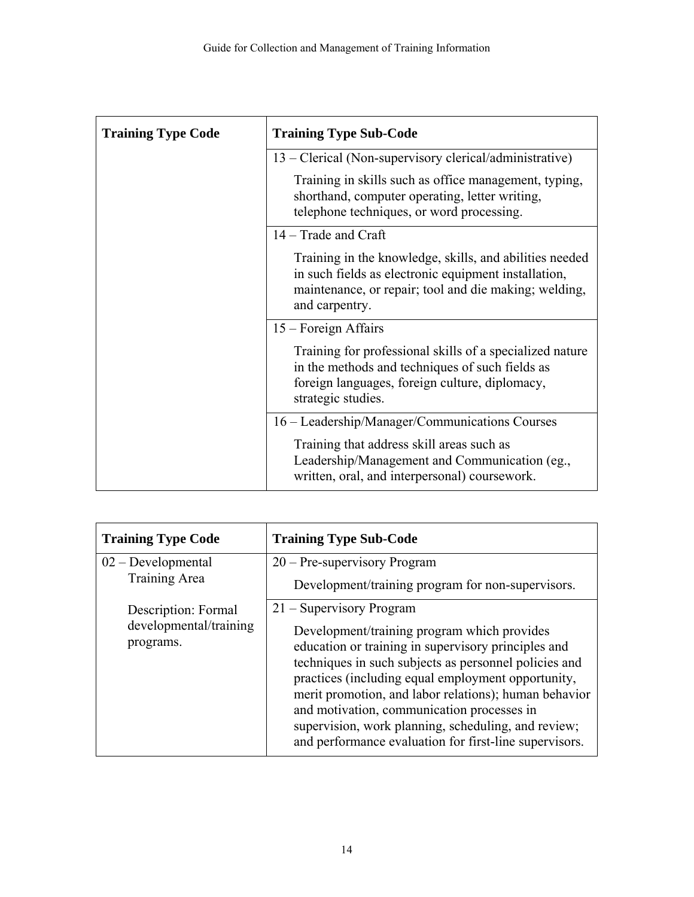| Training Type Code | Training Type Sub-Code |
|---|---|
| | 13 – Clerical (Non-supervisory clerical/administrative)<br><br>Training in skills such as office management, typing, shorthand, computer operating, letter writing, telephone techniques, or word processing. |
| | 14 – Trade and Craft<br><br>Training in the knowledge, skills, and abilities needed in such fields as electronic equipment installation, maintenance, or repair; tool and die making; welding, and carpentry. |
| | 15 – Foreign Affairs<br><br>Training for professional skills of a specialized nature in the methods and techniques of such fields as foreign languages, foreign culture, diplomacy, strategic studies. |
| | 16 – Leadership/Manager/Communications Courses<br><br>Training that address skill areas such as Leadership/Management and Communication (eg., written, oral, and interpersonal) coursework. |

| Training Type Code | Training Type Sub-Code |
|---|---|
| 02 – Developmental Training Area<br><br>Description: Formal developmental/training programs. | 20 – Pre-supervisory Program<br><br>Development/training program for non-supervisors. |
| | 21 – Supervisory Program<br><br>Development/training program which provides education or training in supervisory principles and techniques in such subjects as personnel policies and practices (including equal employment opportunity, merit promotion, and labor relations); human behavior and motivation, communication processes in supervision, work planning, scheduling, and review; and performance evaluation for first-line supervisors. |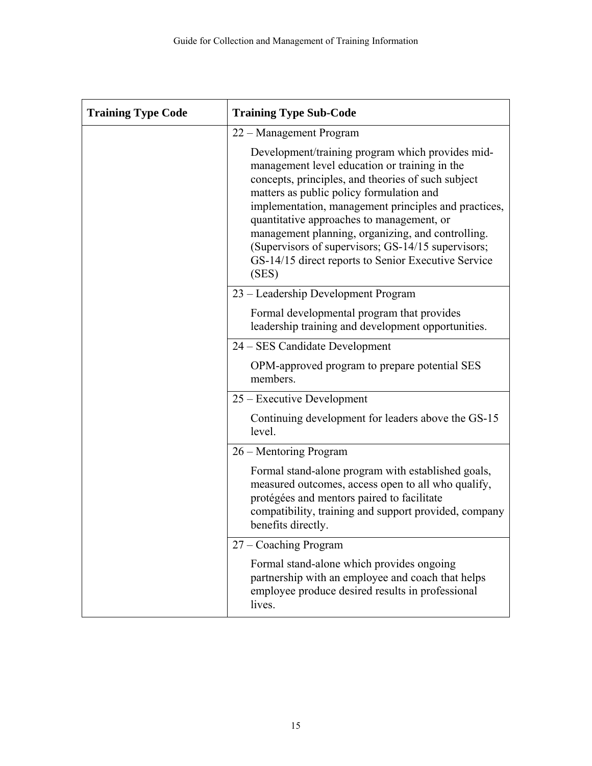| Training Type Code | Training Type Sub-Code |
| --- | --- |
| | 22 – Management Program<br><br>Development/training program which provides mid-management level education or training in the concepts, principles, and theories of such subject matters as public policy formulation and implementation, management principles and practices, quantitative approaches to management, or management planning, organizing, and controlling. (Supervisors of supervisors; GS-14/15 supervisors; GS-14/15 direct reports to Senior Executive Service (SES) |
| | 23 – Leadership Development Program<br><br>Formal developmental program that provides leadership training and development opportunities. |
| | 24 – SES Candidate Development<br><br>OPM-approved program to prepare potential SES members. |
| | 25 – Executive Development<br><br>Continuing development for leaders above the GS-15 level. |
| | 26 – Mentoring Program<br><br>Formal stand-alone program with established goals, measured outcomes, access open to all who qualify, protégées and mentors paired to facilitate compatibility, training and support provided, company benefits directly. |
| | 27 – Coaching Program<br><br>Formal stand-alone which provides ongoing partnership with an employee and coach that helps employee produce desired results in professional lives. |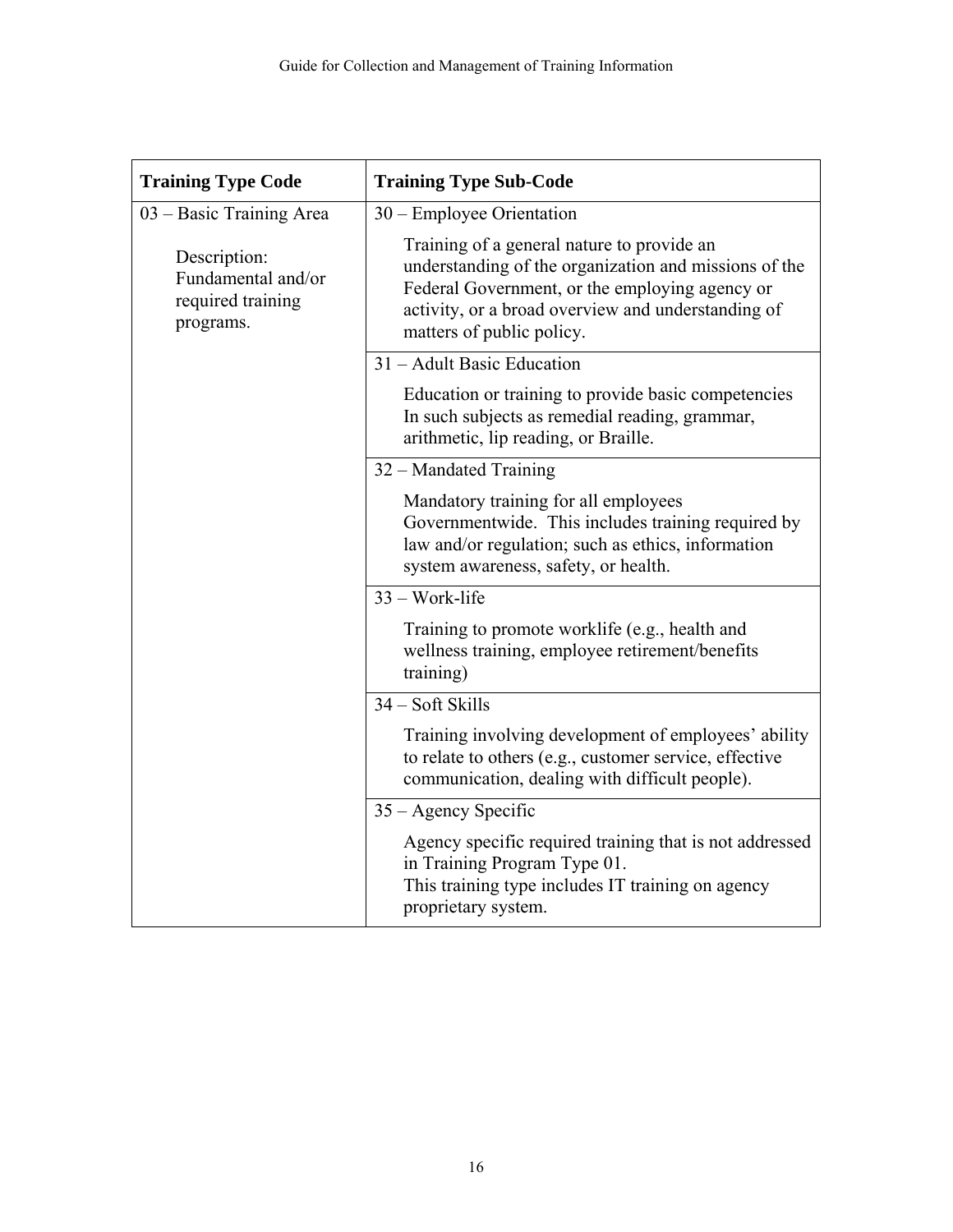| Training Type Code | Training Type Sub-Code |
|---|---|
| 03 – Basic Training Area<br><br>Description: Fundamental and/or required training programs. | 30 – Employee Orientation<br><br>Training of a general nature to provide an understanding of the organization and missions of the Federal Government, or the employing agency or activity, or a broad overview and understanding of matters of public policy. |
| | 31 – Adult Basic Education<br><br>Education or training to provide basic competencies In such subjects as remedial reading, grammar, arithmetic, lip reading, or Braille. |
| | 32 – Mandated Training<br><br>Mandatory training for all employees Governmentwide. This includes training required by law and/or regulation; such as ethics, information system awareness, safety, or health. |
| | 33 – Work-life<br><br>Training to promote worklife (e.g., health and wellness training, employee retirement/benefits training) |
| | 34 – Soft Skills<br><br>Training involving development of employees' ability to relate to others (e.g., customer service, effective communication, dealing with difficult people). |
| | 35 – Agency Specific<br><br>Agency specific required training that is not addressed in Training Program Type 01.<br>This training type includes IT training on agency proprietary system. |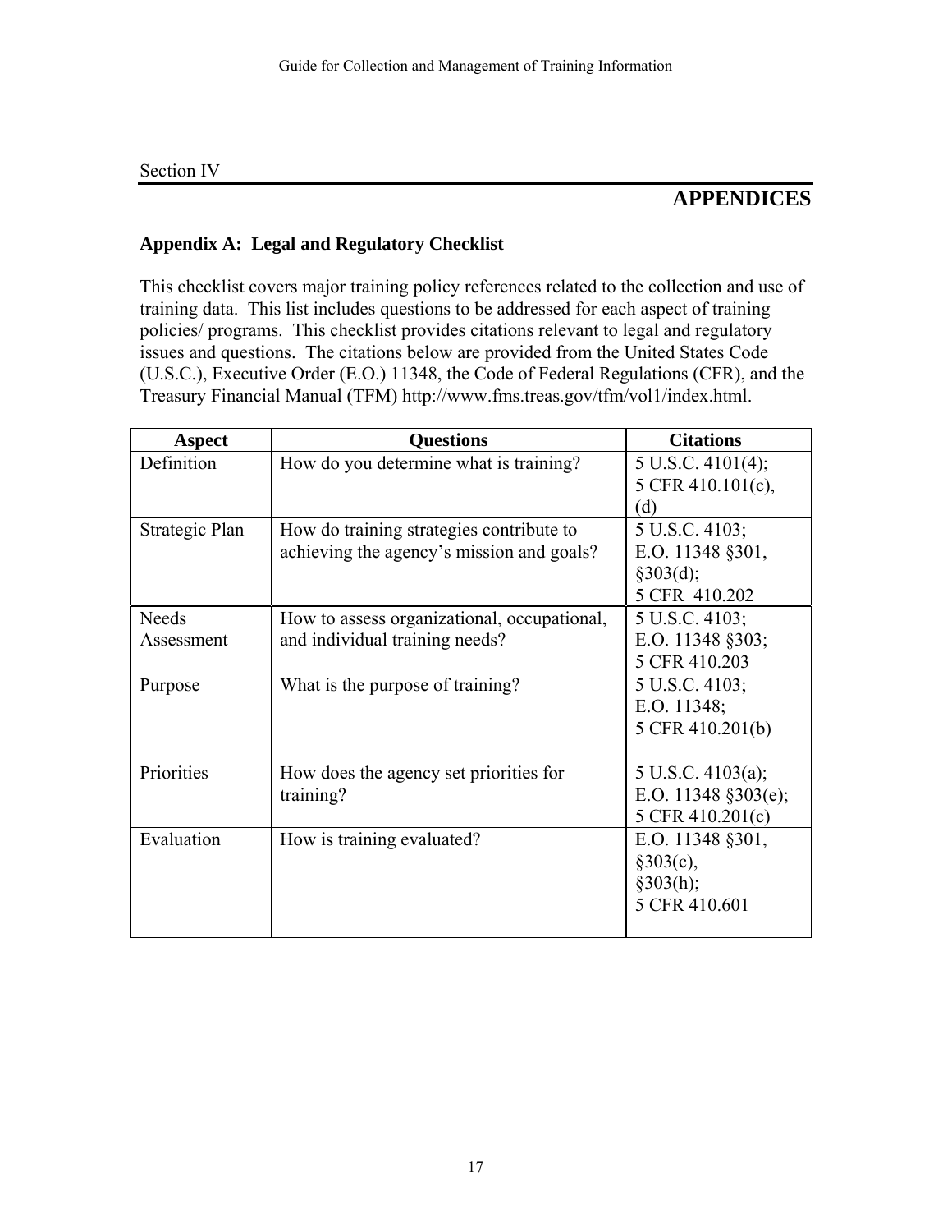Section IV

# APPENDICES

## Appendix A: Legal and Regulatory Checklist

This checklist covers major training policy references related to the collection and use of training data. This list includes questions to be addressed for each aspect of training policies/ programs. This checklist provides citations relevant to legal and regulatory issues and questions. The citations below are provided from the United States Code (U.S.C.), Executive Order (E.O.) 11348, the Code of Federal Regulations (CFR), and the Treasury Financial Manual (TFM) http://www.fms.treas.gov/tfm/vol1/index.html.

| Aspect | Questions | Citations |
|---|---|---|
| Definition | How do you determine what is training? | 5 U.S.C. 4101(4); 5 CFR 410.101(c), (d) |
| Strategic Plan | How do training strategies contribute to achieving the agency's mission and goals? | 5 U.S.C. 4103; E.O. 11348 §301, §303(d); 5 CFR 410.202 |
| Needs Assessment | How to assess organizational, occupational, and individual training needs? | 5 U.S.C. 4103; E.O. 11348 §303; 5 CFR 410.203 |
| Purpose | What is the purpose of training? | 5 U.S.C. 4103; E.O. 11348; 5 CFR 410.201(b) |
| Priorities | How does the agency set priorities for training? | 5 U.S.C. 4103(a); E.O. 11348 §303(e); 5 CFR 410.201(c) |
| Evaluation | How is training evaluated? | E.O. 11348 §301, §303(c), §303(h); 5 CFR 410.601 |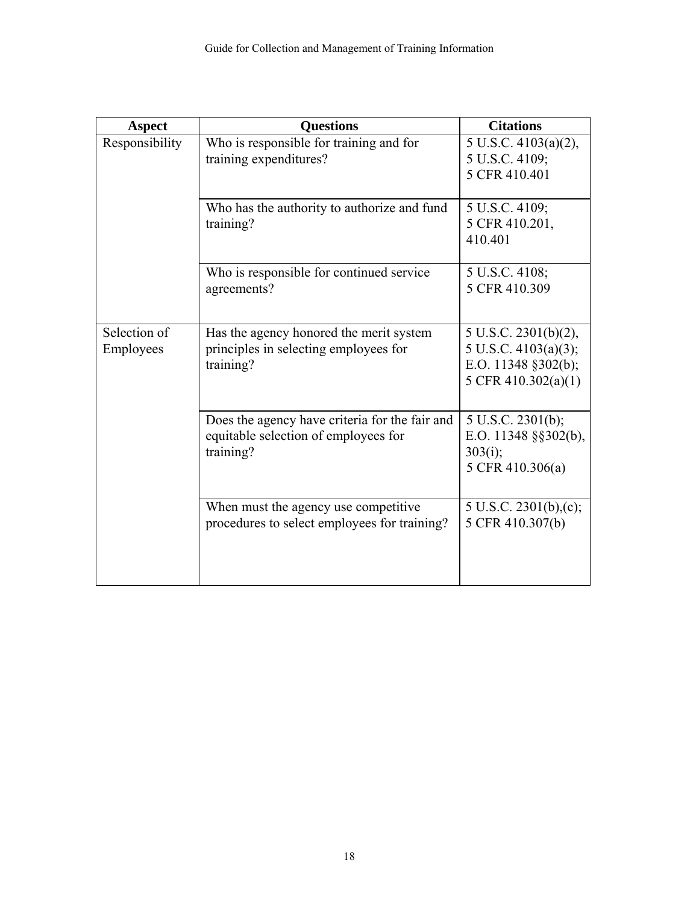| Aspect | Questions | Citations |
|---|---|---|
| Responsibility | Who is responsible for training and for training expenditures? | 5 U.S.C. 4103(a)(2), 5 U.S.C. 4109; 5 CFR 410.401 |
| | Who has the authority to authorize and fund training? | 5 U.S.C. 4109; 5 CFR 410.201, 410.401 |
| | Who is responsible for continued service agreements? | 5 U.S.C. 4108; 5 CFR 410.309 |
| Selection of Employees | Has the agency honored the merit system principles in selecting employees for training? | 5 U.S.C. 2301(b)(2), 5 U.S.C. 4103(a)(3); E.O. 11348 §302(b); 5 CFR 410.302(a)(1) |
| | Does the agency have criteria for the fair and equitable selection of employees for training? | 5 U.S.C. 2301(b); E.O. 11348 §§302(b), 303(i); 5 CFR 410.306(a) |
| | When must the agency use competitive procedures to select employees for training? | 5 U.S.C. 2301(b),(c); 5 CFR 410.307(b) |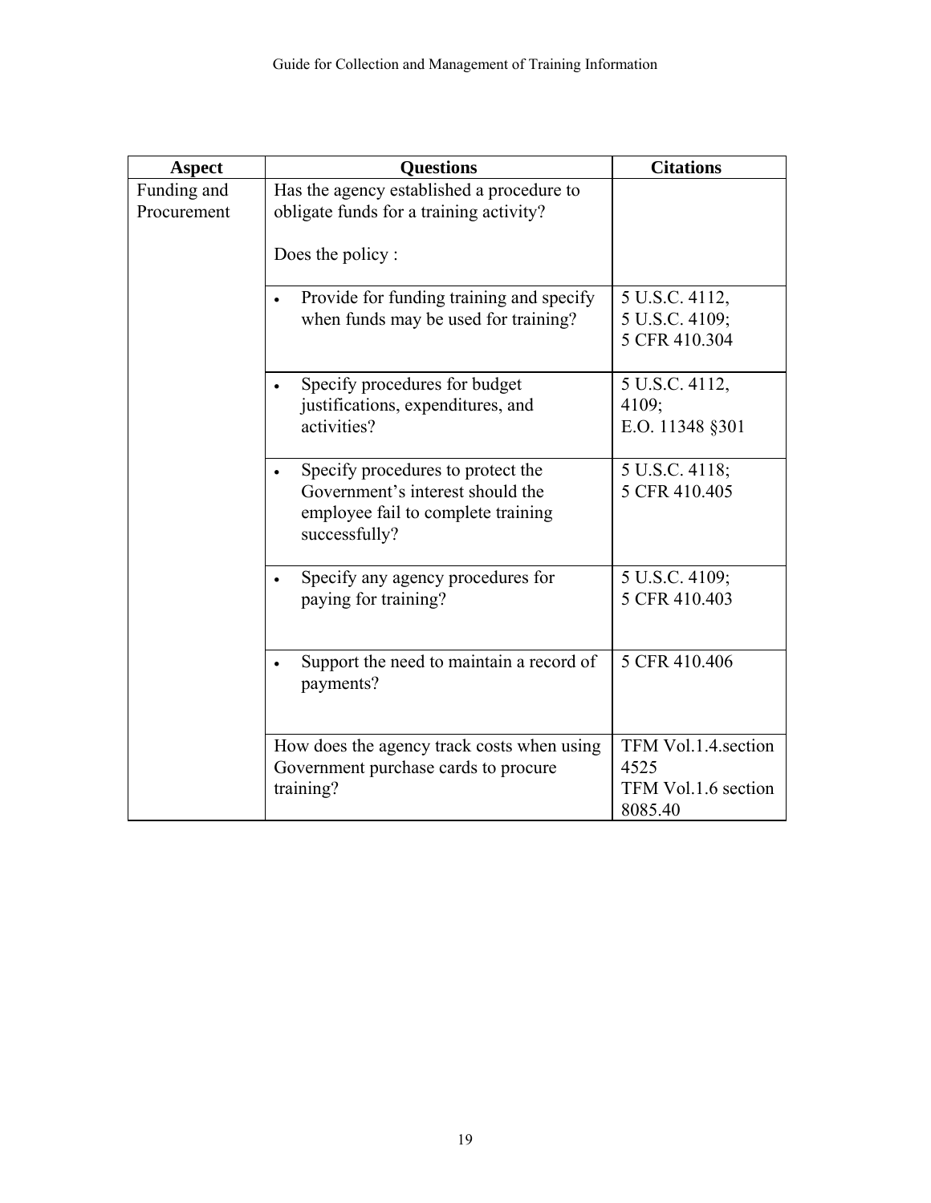| Aspect | Questions | Citations |
| --- | --- | --- |
| Funding and Procurement | Has the agency established a procedure to obligate funds for a training activity?<br><br>Does the policy : | |
| | • Provide for funding training and specify when funds may be used for training? | 5 U.S.C. 4112,<br>5 U.S.C. 4109;<br>5 CFR 410.304 |
| | • Specify procedures for budget justifications, expenditures, and activities? | 5 U.S.C. 4112, 4109;<br>E.O. 11348 §301 |
| | • Specify procedures to protect the Government's interest should the employee fail to complete training successfully? | 5 U.S.C. 4118;<br>5 CFR 410.405 |
| | • Specify any agency procedures for paying for training? | 5 U.S.C. 4109;<br>5 CFR 410.403 |
| | • Support the need to maintain a record of payments? | 5 CFR 410.406 |
| | How does the agency track costs when using Government purchase cards to procure training? | TFM Vol.1.4.section 4525<br>TFM Vol.1.6 section 8085.40 |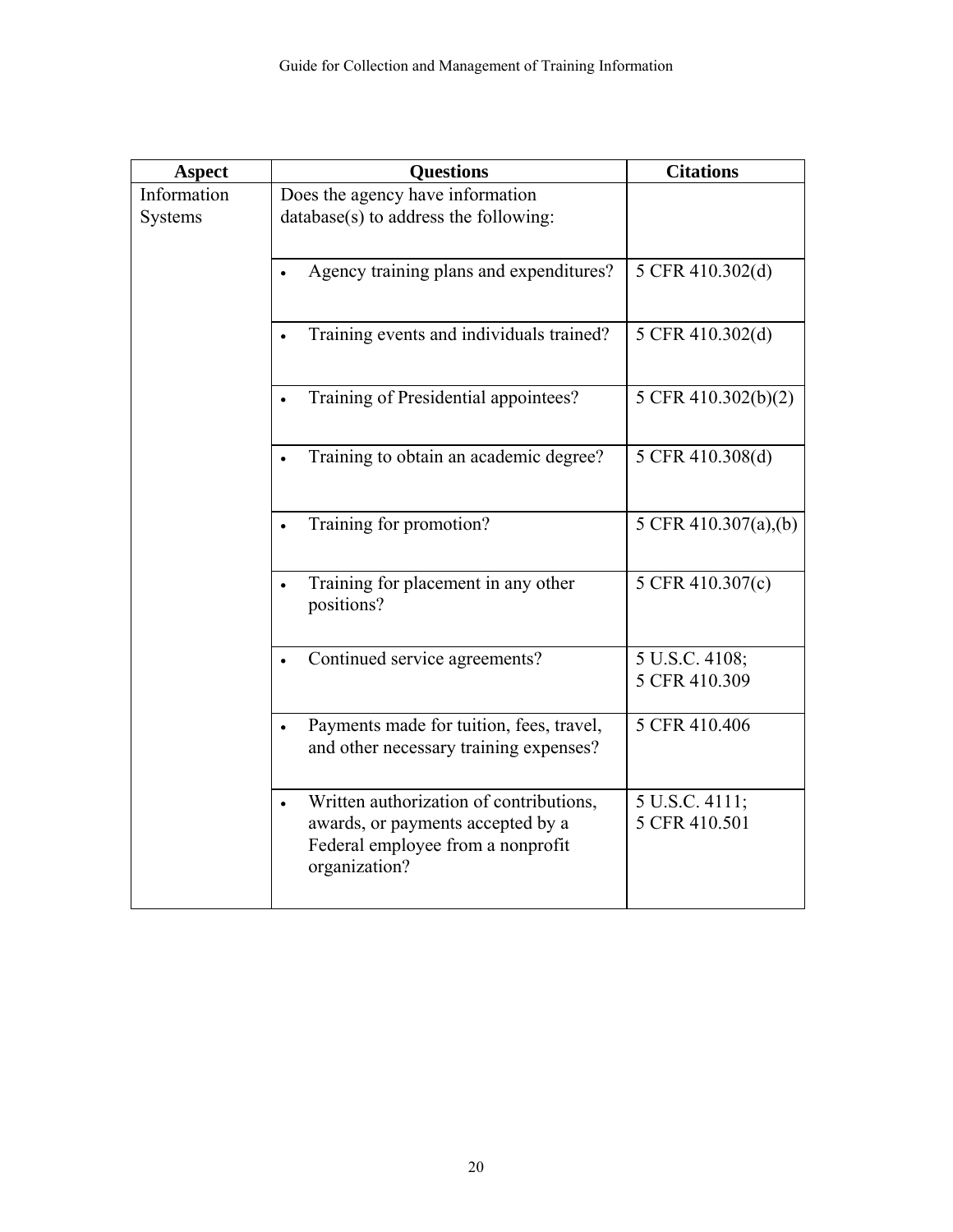| Aspect | Questions | Citations |
|---|---|---|
| Information Systems | Does the agency have information database(s) to address the following: | |
| | • Agency training plans and expenditures? | 5 CFR 410.302(d) |
| | • Training events and individuals trained? | 5 CFR 410.302(d) |
| | • Training of Presidential appointees? | 5 CFR 410.302(b)(2) |
| | • Training to obtain an academic degree? | 5 CFR 410.308(d) |
| | • Training for promotion? | 5 CFR 410.307(a),(b) |
| | • Training for placement in any other positions? | 5 CFR 410.307(c) |
| | • Continued service agreements? | 5 U.S.C. 4108; 5 CFR 410.309 |
| | • Payments made for tuition, fees, travel, and other necessary training expenses? | 5 CFR 410.406 |
| | • Written authorization of contributions, awards, or payments accepted by a Federal employee from a nonprofit organization? | 5 U.S.C. 4111; 5 CFR 410.501 |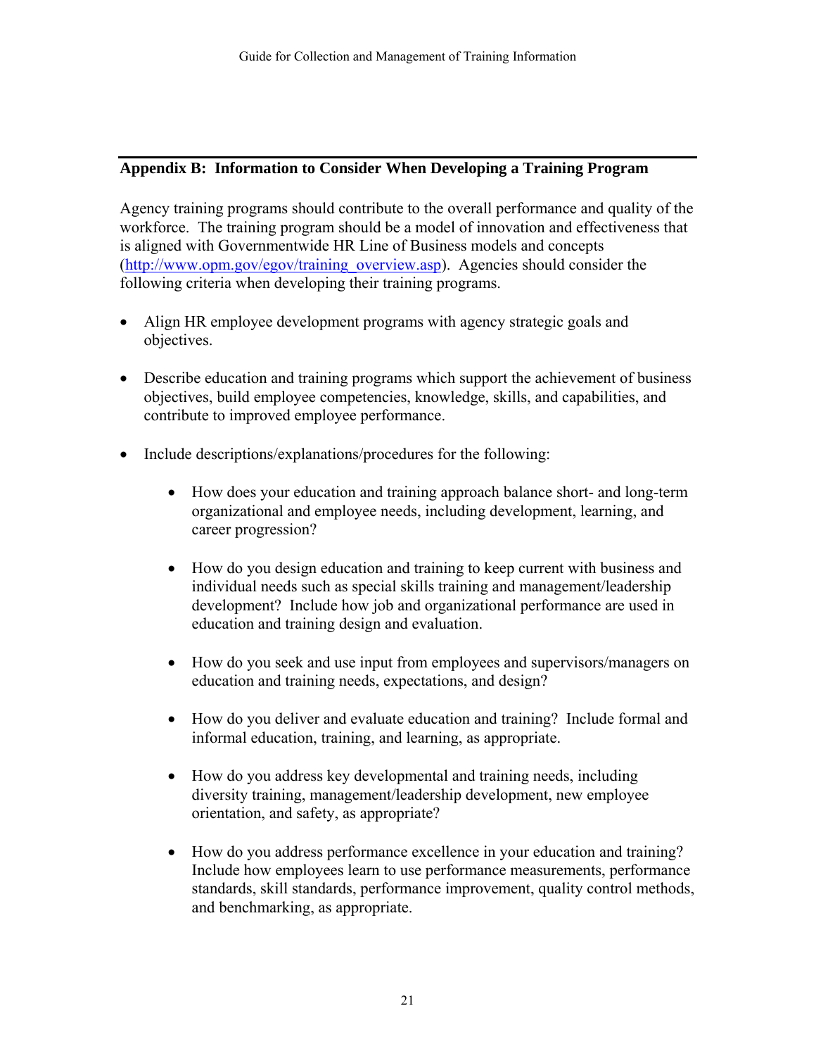## Appendix B: Information to Consider When Developing a Training Program

Agency training programs should contribute to the overall performance and quality of the workforce. The training program should be a model of innovation and effectiveness that is aligned with Governmentwide HR Line of Business models and concepts ([http://www.opm.gov/egov/training_overview.asp](http://www.opm.gov/egov/training_overview.asp)). Agencies should consider the following criteria when developing their training programs.

- Align HR employee development programs with agency strategic goals and objectives.

- Describe education and training programs which support the achievement of business objectives, build employee competencies, knowledge, skills, and capabilities, and contribute to improved employee performance.

- Include descriptions/explanations/procedures for the following:

    - How does your education and training approach balance short- and long-term organizational and employee needs, including development, learning, and career progression?

    - How do you design education and training to keep current with business and individual needs such as special skills training and management/leadership development? Include how job and organizational performance are used in education and training design and evaluation.

    - How do you seek and use input from employees and supervisors/managers on education and training needs, expectations, and design?

    - How do you deliver and evaluate education and training? Include formal and informal education, training, and learning, as appropriate.

    - How do you address key developmental and training needs, including diversity training, management/leadership development, new employee orientation, and safety, as appropriate?

    - How do you address performance excellence in your education and training? Include how employees learn to use performance measurements, performance standards, skill standards, performance improvement, quality control methods, and benchmarking, as appropriate.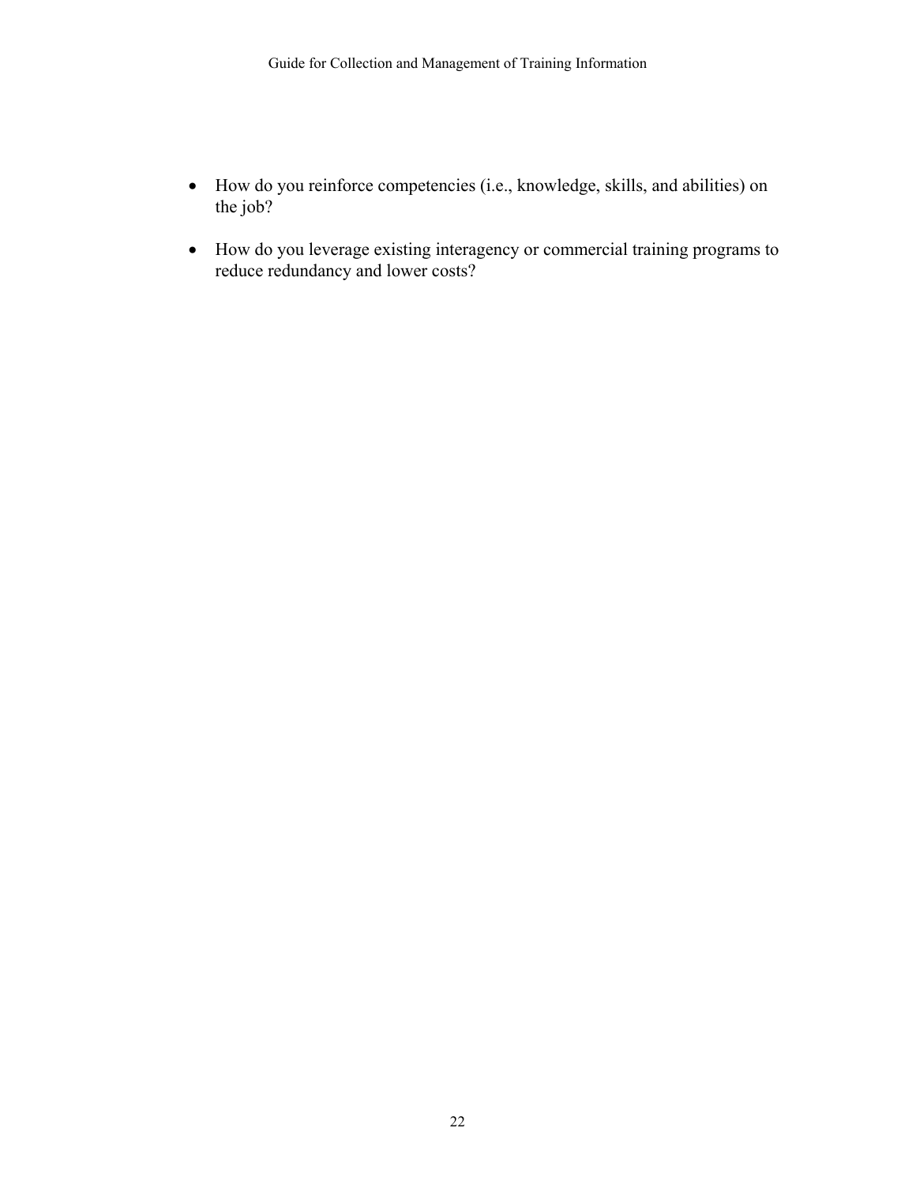- How do you reinforce competencies (i.e., knowledge, skills, and abilities) on the job?
- How do you leverage existing interagency or commercial training programs to reduce redundancy and lower costs?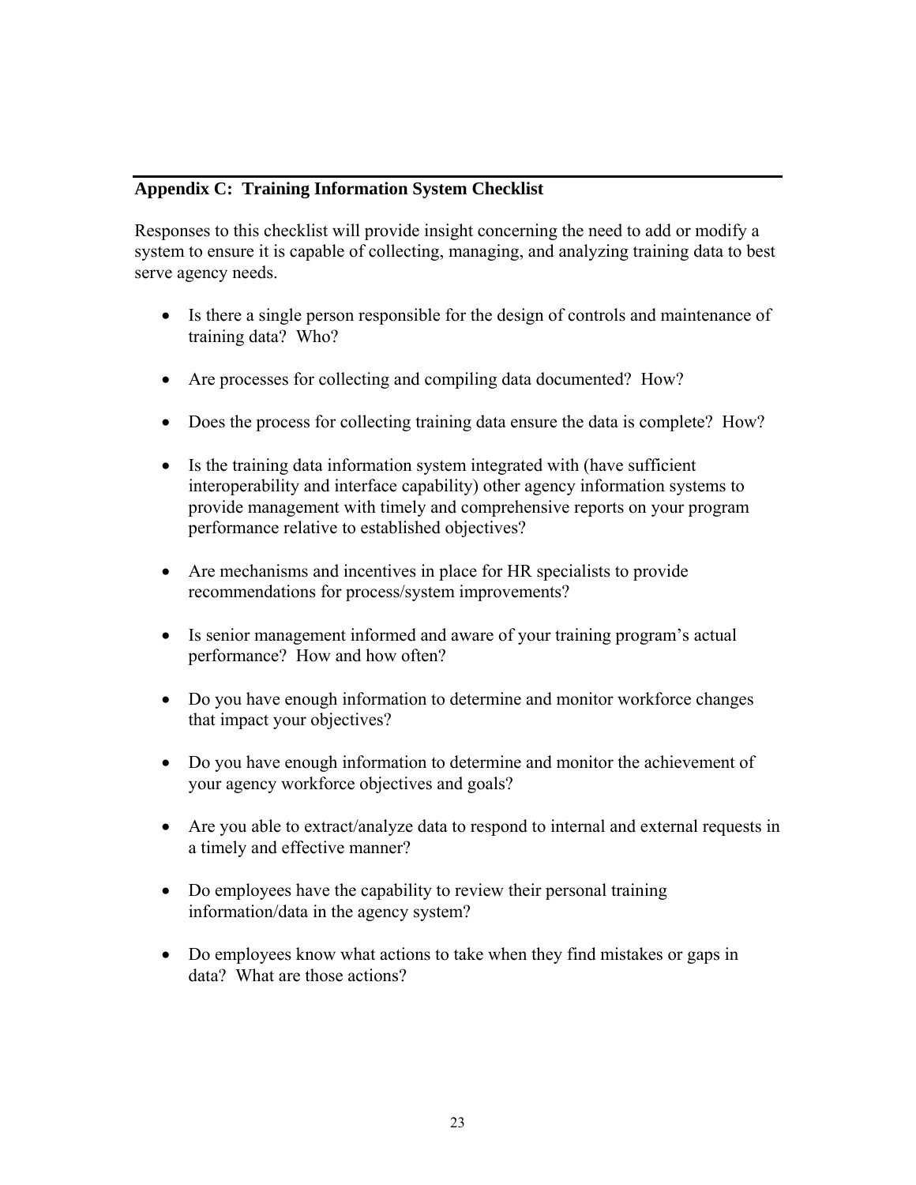## Appendix C: Training Information System Checklist

Responses to this checklist will provide insight concerning the need to add or modify a system to ensure it is capable of collecting, managing, and analyzing training data to best serve agency needs.

- Is there a single person responsible for the design of controls and maintenance of training data? Who?
- Are processes for collecting and compiling data documented? How?
- Does the process for collecting training data ensure the data is complete? How?
- Is the training data information system integrated with (have sufficient interoperability and interface capability) other agency information systems to provide management with timely and comprehensive reports on your program performance relative to established objectives?
- Are mechanisms and incentives in place for HR specialists to provide recommendations for process/system improvements?
- Is senior management informed and aware of your training program's actual performance? How and how often?
- Do you have enough information to determine and monitor workforce changes that impact your objectives?
- Do you have enough information to determine and monitor the achievement of your agency workforce objectives and goals?
- Are you able to extract/analyze data to respond to internal and external requests in a timely and effective manner?
- Do employees have the capability to review their personal training information/data in the agency system?
- Do employees know what actions to take when they find mistakes or gaps in data? What are those actions?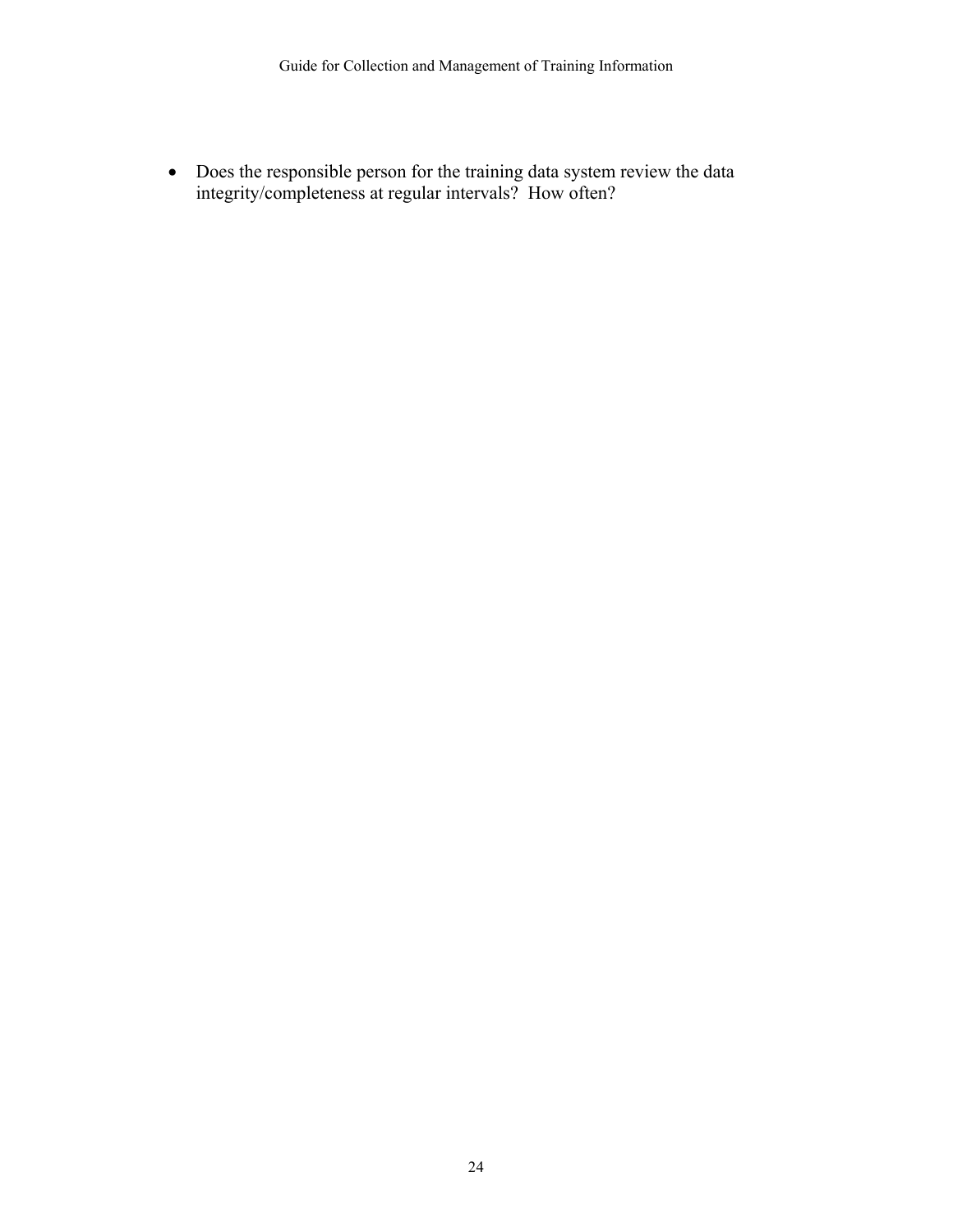- Does the responsible person for the training data system review the data integrity/completeness at regular intervals? How often?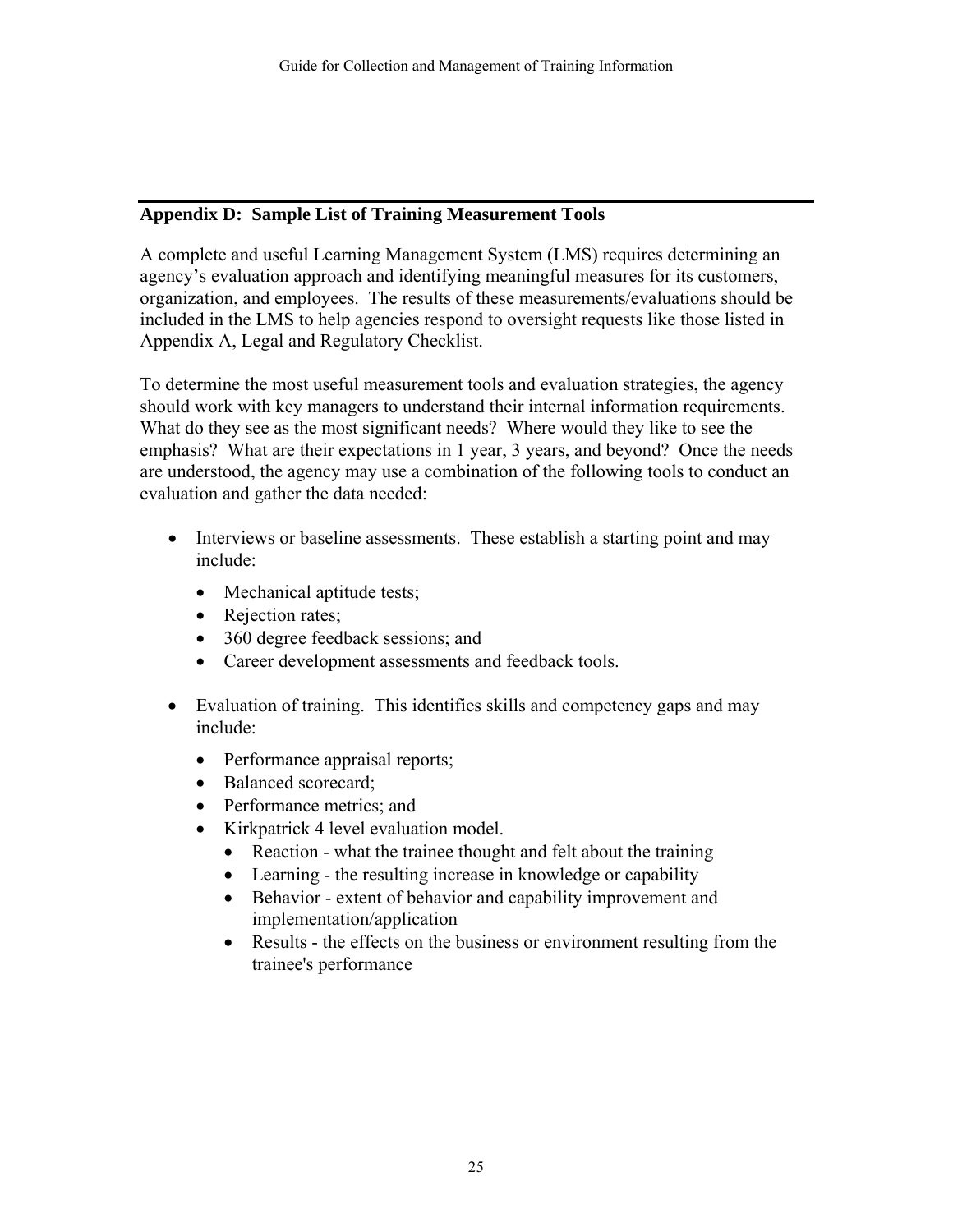## Appendix D: Sample List of Training Measurement Tools

A complete and useful Learning Management System (LMS) requires determining an agency's evaluation approach and identifying meaningful measures for its customers, organization, and employees. The results of these measurements/evaluations should be included in the LMS to help agencies respond to oversight requests like those listed in Appendix A, Legal and Regulatory Checklist.

To determine the most useful measurement tools and evaluation strategies, the agency should work with key managers to understand their internal information requirements. What do they see as the most significant needs? Where would they like to see the emphasis? What are their expectations in 1 year, 3 years, and beyond? Once the needs are understood, the agency may use a combination of the following tools to conduct an evaluation and gather the data needed:

- Interviews or baseline assessments. These establish a starting point and may include:
  - Mechanical aptitude tests;
  - Rejection rates;
  - 360 degree feedback sessions; and
  - Career development assessments and feedback tools.
- Evaluation of training. This identifies skills and competency gaps and may include:
  - Performance appraisal reports;
  - Balanced scorecard;
  - Performance metrics; and
  - Kirkpatrick 4 level evaluation model.
    - Reaction - what the trainee thought and felt about the training
    - Learning - the resulting increase in knowledge or capability
    - Behavior - extent of behavior and capability improvement and implementation/application
    - Results - the effects on the business or environment resulting from the trainee's performance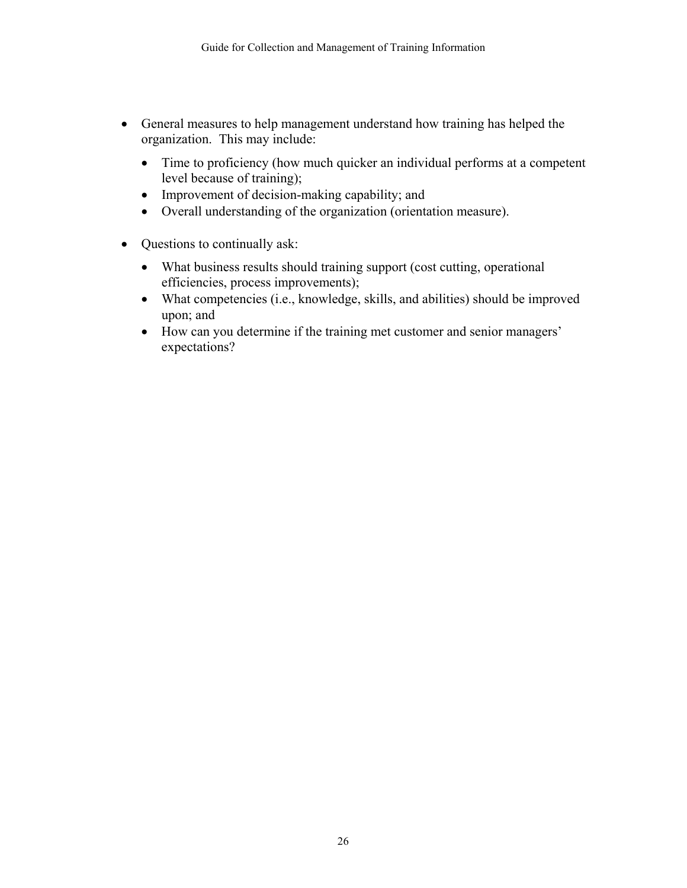- General measures to help management understand how training has helped the organization. This may include:
  - Time to proficiency (how much quicker an individual performs at a competent level because of training);
  - Improvement of decision-making capability; and
  - Overall understanding of the organization (orientation measure).

- Questions to continually ask:
  - What business results should training support (cost cutting, operational efficiencies, process improvements);
  - What competencies (i.e., knowledge, skills, and abilities) should be improved upon; and
  - How can you determine if the training met customer and senior managers' expectations?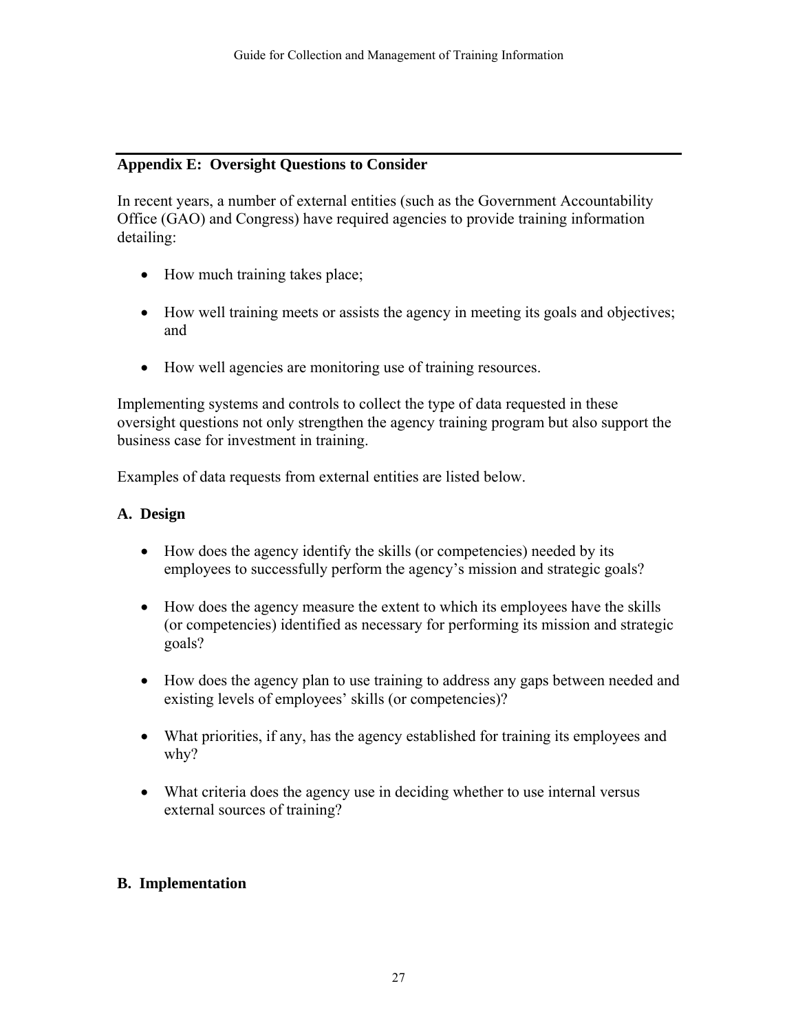## Appendix E: Oversight Questions to Consider

In recent years, a number of external entities (such as the Government Accountability Office (GAO) and Congress) have required agencies to provide training information detailing:

- How much training takes place;
- How well training meets or assists the agency in meeting its goals and objectives; and
- How well agencies are monitoring use of training resources.

Implementing systems and controls to collect the type of data requested in these oversight questions not only strengthen the agency training program but also support the business case for investment in training.

Examples of data requests from external entities are listed below.

### A. Design

- How does the agency identify the skills (or competencies) needed by its employees to successfully perform the agency's mission and strategic goals?
- How does the agency measure the extent to which its employees have the skills (or competencies) identified as necessary for performing its mission and strategic goals?
- How does the agency plan to use training to address any gaps between needed and existing levels of employees' skills (or competencies)?
- What priorities, if any, has the agency established for training its employees and why?
- What criteria does the agency use in deciding whether to use internal versus external sources of training?

### B. Implementation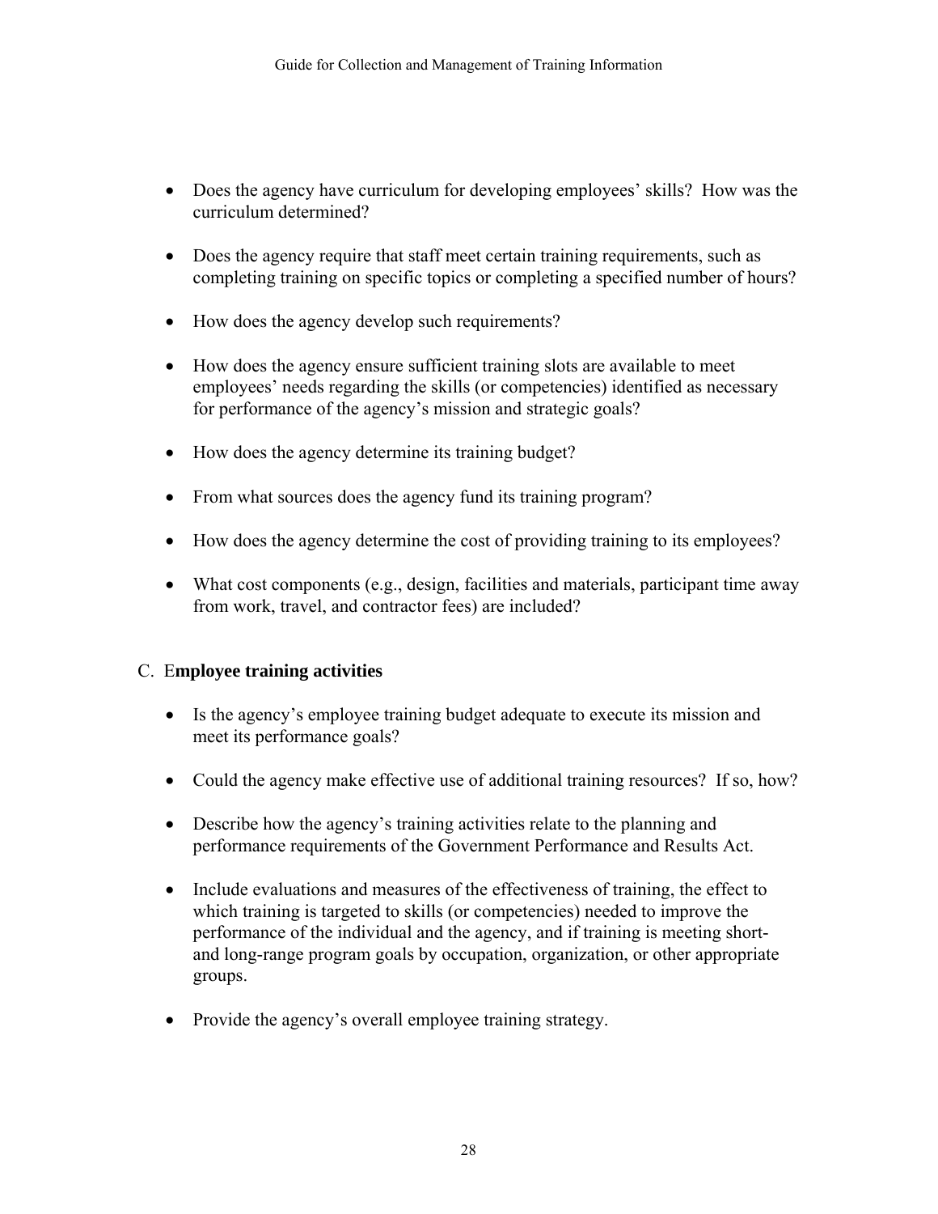- Does the agency have curriculum for developing employees' skills? How was the curriculum determined?

- Does the agency require that staff meet certain training requirements, such as completing training on specific topics or completing a specified number of hours?

- How does the agency develop such requirements?

- How does the agency ensure sufficient training slots are available to meet employees' needs regarding the skills (or competencies) identified as necessary for performance of the agency's mission and strategic goals?

- How does the agency determine its training budget?

- From what sources does the agency fund its training program?

- How does the agency determine the cost of providing training to its employees?

- What cost components (e.g., design, facilities and materials, participant time away from work, travel, and contractor fees) are included?

## C. Employee training activities

- Is the agency's employee training budget adequate to execute its mission and meet its performance goals?

- Could the agency make effective use of additional training resources? If so, how?

- Describe how the agency's training activities relate to the planning and performance requirements of the Government Performance and Results Act.

- Include evaluations and measures of the effectiveness of training, the effect to which training is targeted to skills (or competencies) needed to improve the performance of the individual and the agency, and if training is meeting short- and long-range program goals by occupation, organization, or other appropriate groups.

- Provide the agency's overall employee training strategy.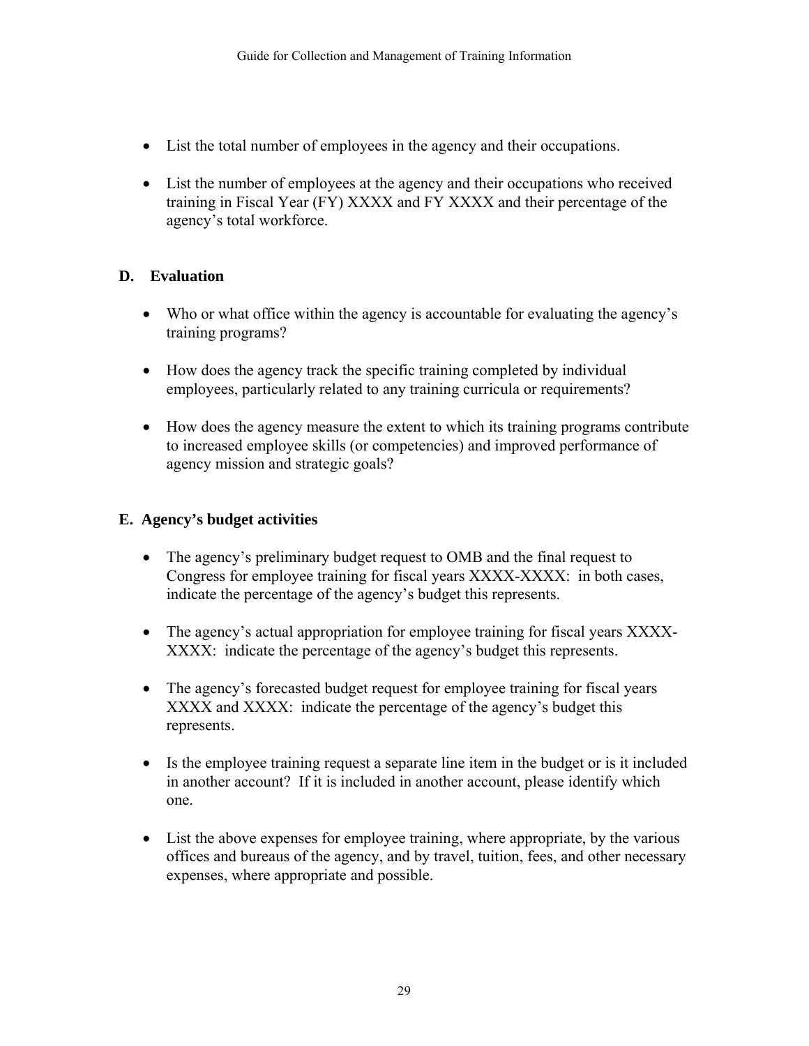- List the total number of employees in the agency and their occupations.

- List the number of employees at the agency and their occupations who received training in Fiscal Year (FY) XXXX and FY XXXX and their percentage of the agency's total workforce.

## D. Evaluation

- Who or what office within the agency is accountable for evaluating the agency's training programs?

- How does the agency track the specific training completed by individual employees, particularly related to any training curricula or requirements?

- How does the agency measure the extent to which its training programs contribute to increased employee skills (or competencies) and improved performance of agency mission and strategic goals?

## E. Agency's budget activities

- The agency's preliminary budget request to OMB and the final request to Congress for employee training for fiscal years XXXX-XXXX: in both cases, indicate the percentage of the agency's budget this represents.

- The agency's actual appropriation for employee training for fiscal years XXXX-XXXX: indicate the percentage of the agency's budget this represents.

- The agency's forecasted budget request for employee training for fiscal years XXXX and XXXX: indicate the percentage of the agency's budget this represents.

- Is the employee training request a separate line item in the budget or is it included in another account? If it is included in another account, please identify which one.

- List the above expenses for employee training, where appropriate, by the various offices and bureaus of the agency, and by travel, tuition, fees, and other necessary expenses, where appropriate and possible.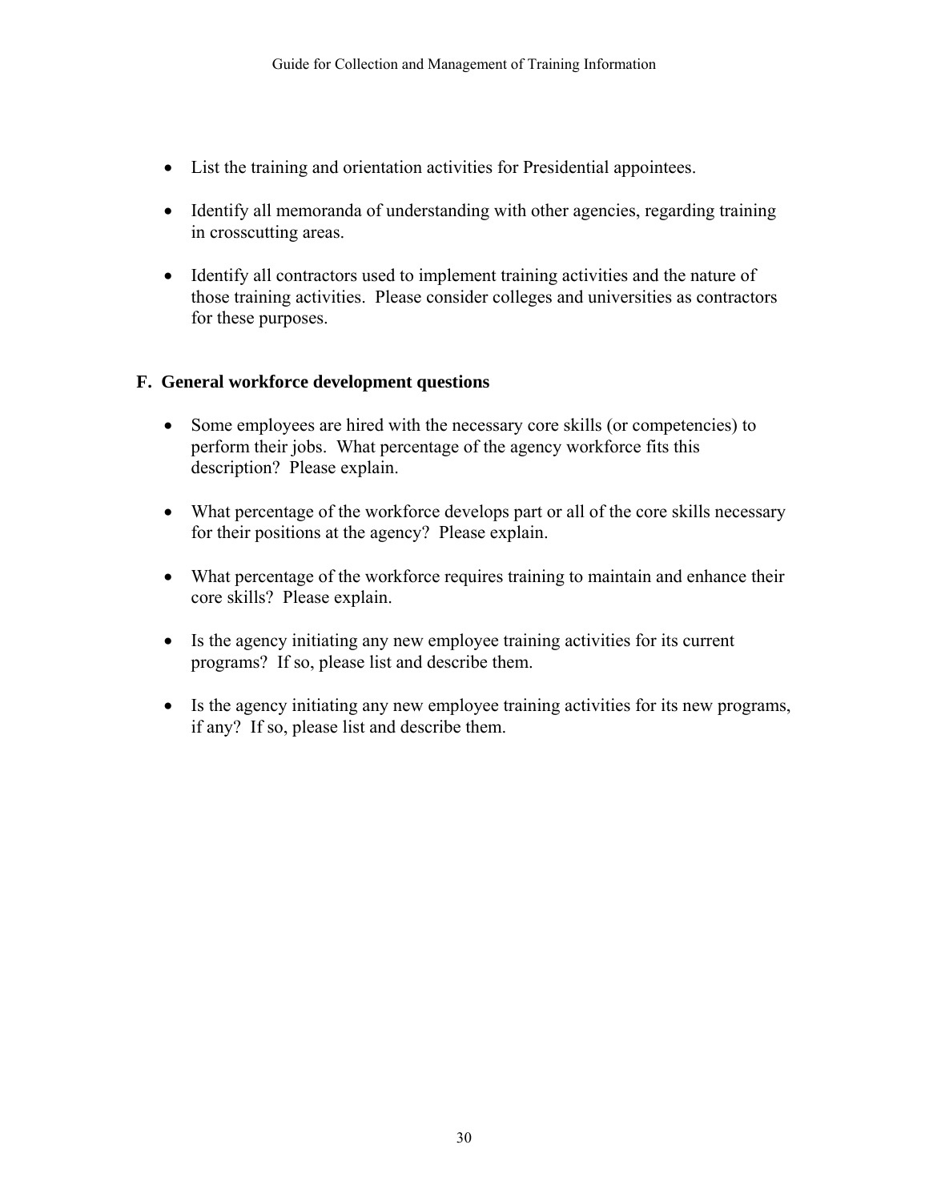- List the training and orientation activities for Presidential appointees.

- Identify all memoranda of understanding with other agencies, regarding training in crosscutting areas.

- Identify all contractors used to implement training activities and the nature of those training activities. Please consider colleges and universities as contractors for these purposes.

### F. General workforce development questions

- Some employees are hired with the necessary core skills (or competencies) to perform their jobs. What percentage of the agency workforce fits this description? Please explain.

- What percentage of the workforce develops part or all of the core skills necessary for their positions at the agency? Please explain.

- What percentage of the workforce requires training to maintain and enhance their core skills? Please explain.

- Is the agency initiating any new employee training activities for its current programs? If so, please list and describe them.

- Is the agency initiating any new employee training activities for its new programs, if any? If so, please list and describe them.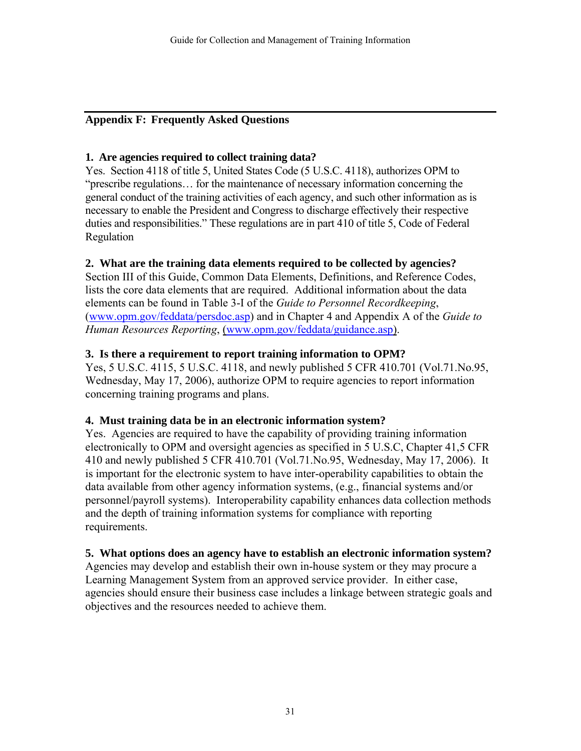## Appendix F: Frequently Asked Questions

**1. Are agencies required to collect training data?**

Yes. Section 4118 of title 5, United States Code (5 U.S.C. 4118), authorizes OPM to "prescribe regulations… for the maintenance of necessary information concerning the general conduct of the training activities of each agency, and such other information as is necessary to enable the President and Congress to discharge effectively their respective duties and responsibilities." These regulations are in part 410 of title 5, Code of Federal Regulation

**2. What are the training data elements required to be collected by agencies?**

Section III of this Guide, Common Data Elements, Definitions, and Reference Codes, lists the core data elements that are required. Additional information about the data elements can be found in Table 3-I of the *Guide to Personnel Recordkeeping*, (www.opm.gov/feddata/persdoc.asp) and in Chapter 4 and Appendix A of the *Guide to Human Resources Reporting*, (www.opm.gov/feddata/guidance.asp).

**3. Is there a requirement to report training information to OPM?**

Yes, 5 U.S.C. 4115, 5 U.S.C. 4118, and newly published 5 CFR 410.701 (Vol.71.No.95, Wednesday, May 17, 2006), authorize OPM to require agencies to report information concerning training programs and plans.

**4. Must training data be in an electronic information system?**

Yes. Agencies are required to have the capability of providing training information electronically to OPM and oversight agencies as specified in 5 U.S.C, Chapter 41,5 CFR 410 and newly published 5 CFR 410.701 (Vol.71.No.95, Wednesday, May 17, 2006). It is important for the electronic system to have inter-operability capabilities to obtain the data available from other agency information systems, (e.g., financial systems and/or personnel/payroll systems). Interoperability capability enhances data collection methods and the depth of training information systems for compliance with reporting requirements.

**5. What options does an agency have to establish an electronic information system?**

Agencies may develop and establish their own in-house system or they may procure a Learning Management System from an approved service provider. In either case, agencies should ensure their business case includes a linkage between strategic goals and objectives and the resources needed to achieve them.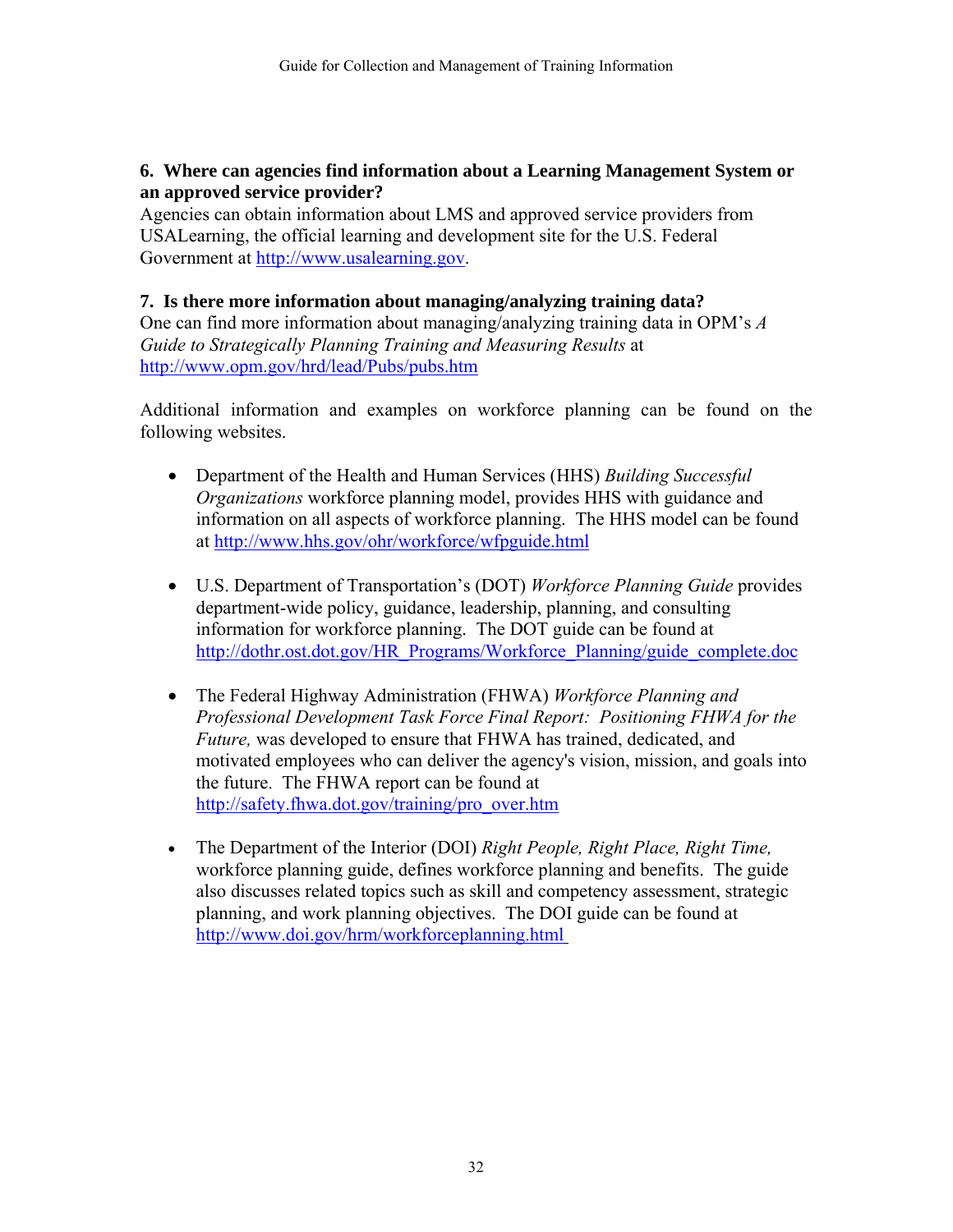**6. Where can agencies find information about a Learning Management System or an approved service provider?**

Agencies can obtain information about LMS and approved service providers from USALearning, the official learning and development site for the U.S. Federal Government at http://www.usalearning.gov.

**7. Is there more information about managing/analyzing training data?**

One can find more information about managing/analyzing training data in OPM's *A Guide to Strategically Planning Training and Measuring Results* at http://www.opm.gov/hrd/lead/Pubs/pubs.htm

Additional information and examples on workforce planning can be found on the following websites.

- Department of the Health and Human Services (HHS) *Building Successful Organizations* workforce planning model, provides HHS with guidance and information on all aspects of workforce planning. The HHS model can be found at http://www.hhs.gov/ohr/workforce/wfpguide.html

- U.S. Department of Transportation's (DOT) *Workforce Planning Guide* provides department-wide policy, guidance, leadership, planning, and consulting information for workforce planning. The DOT guide can be found at http://dothr.ost.dot.gov/HR_Programs/Workforce_Planning/guide_complete.doc

- The Federal Highway Administration (FHWA) *Workforce Planning and Professional Development Task Force Final Report: Positioning FHWA for the Future,* was developed to ensure that FHWA has trained, dedicated, and motivated employees who can deliver the agency's vision, mission, and goals into the future. The FHWA report can be found at http://safety.fhwa.dot.gov/training/pro_over.htm

- The Department of the Interior (DOI) *Right People, Right Place, Right Time,* workforce planning guide, defines workforce planning and benefits. The guide also discusses related topics such as skill and competency assessment, strategic planning, and work planning objectives. The DOI guide can be found at http://www.doi.gov/hrm/workforceplanning.html